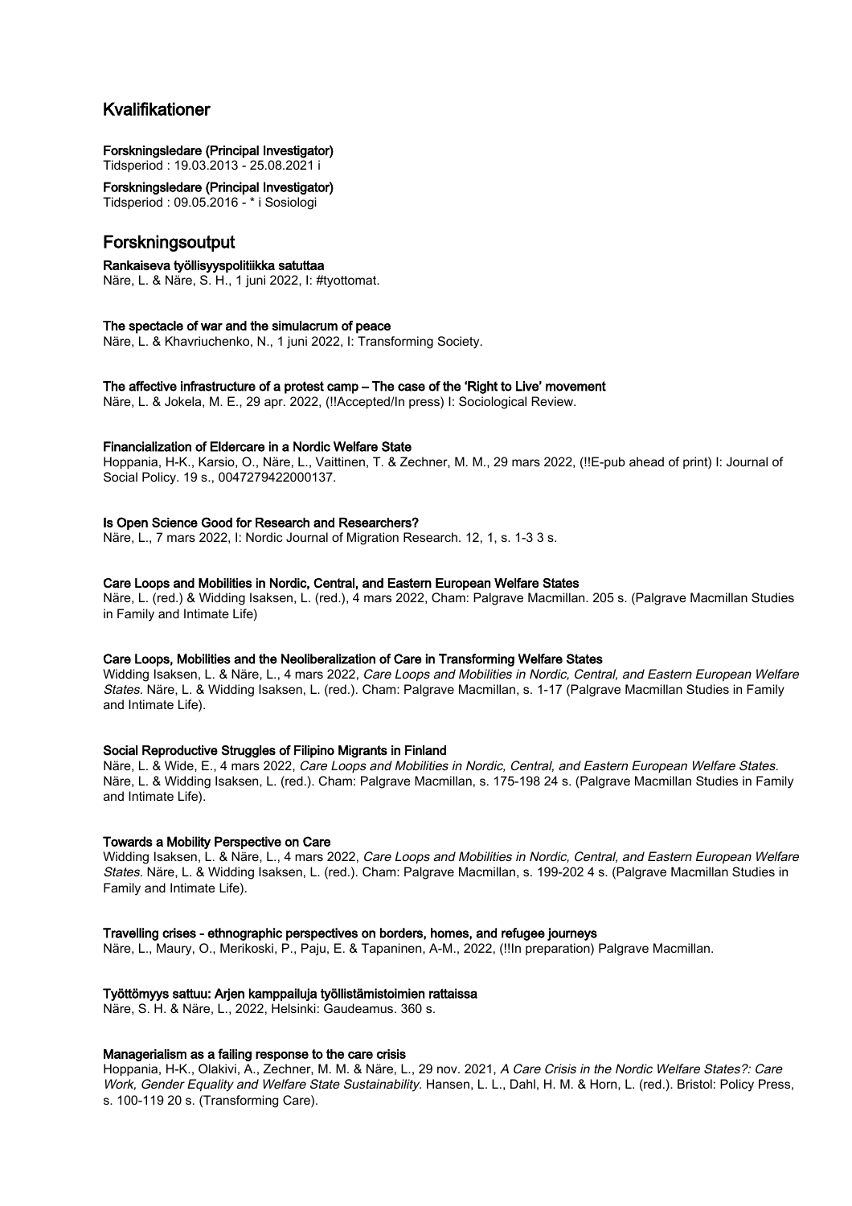## Kvalifikationer

**Forskningsledare (Principal Investigator)**
Tidsperiod : 19.03.2013 - 25.08.2021 i

**Forskningsledare (Principal Investigator)**
Tidsperiod : 09.05.2016 - * i Sosiologi

## Forskningsoutput

**Rankaiseva työllisyyspolitiikka satuttaa**
Näre, L. & Näre, S. H., 1 juni 2022, I: #tyottomat.

**The spectacle of war and the simulacrum of peace**
Näre, L. & Khavriuchenko, N., 1 juni 2022, I: Transforming Society.

**The affective infrastructure of a protest camp – The case of the 'Right to Live' movement**
Näre, L. & Jokela, M. E., 29 apr. 2022, (!!Accepted/In press) I: Sociological Review.

**Financialization of Eldercare in a Nordic Welfare State**
Hoppania, H-K., Karsio, O., Näre, L., Vaittinen, T. & Zechner, M. M., 29 mars 2022, (!!E-pub ahead of print) I: Journal of Social Policy. 19 s., 0047279422000137.

**Is Open Science Good for Research and Researchers?**
Näre, L., 7 mars 2022, I: Nordic Journal of Migration Research. 12, 1, s. 1-3 3 s.

**Care Loops and Mobilities in Nordic, Central, and Eastern European Welfare States**
Näre, L. (red.) & Widding Isaksen, L. (red.), 4 mars 2022, Cham: Palgrave Macmillan. 205 s. (Palgrave Macmillan Studies in Family and Intimate Life)

**Care Loops, Mobilities and the Neoliberalization of Care in Transforming Welfare States**
Widding Isaksen, L. & Näre, L., 4 mars 2022, *Care Loops and Mobilities in Nordic, Central, and Eastern European Welfare States.* Näre, L. & Widding Isaksen, L. (red.). Cham: Palgrave Macmillan, s. 1-17 (Palgrave Macmillan Studies in Family and Intimate Life).

**Social Reproductive Struggles of Filipino Migrants in Finland**
Näre, L. & Wide, E., 4 mars 2022, *Care Loops and Mobilities in Nordic, Central, and Eastern European Welfare States.* Näre, L. & Widding Isaksen, L. (red.). Cham: Palgrave Macmillan, s. 175-198 24 s. (Palgrave Macmillan Studies in Family and Intimate Life).

**Towards a Mobility Perspective on Care**
Widding Isaksen, L. & Näre, L., 4 mars 2022, *Care Loops and Mobilities in Nordic, Central, and Eastern European Welfare States.* Näre, L. & Widding Isaksen, L. (red.). Cham: Palgrave Macmillan, s. 199-202 4 s. (Palgrave Macmillan Studies in Family and Intimate Life).

**Travelling crises - ethnographic perspectives on borders, homes, and refugee journeys**
Näre, L., Maury, O., Merikoski, P., Paju, E. & Tapaninen, A-M., 2022, (!!In preparation) Palgrave Macmillan.

**Työttömyys sattuu: Arjen kamppailuja työllistämistoimien rattaissa**
Näre, S. H. & Näre, L., 2022, Helsinki: Gaudeamus. 360 s.

**Managerialism as a failing response to the care crisis**
Hoppania, H-K., Olakivi, A., Zechner, M. M. & Näre, L., 29 nov. 2021, *A Care Crisis in the Nordic Welfare States?: Care Work, Gender Equality and Welfare State Sustainability.* Hansen, L. L., Dahl, H. M. & Horn, L. (red.). Bristol: Policy Press, s. 100-119 20 s. (Transforming Care).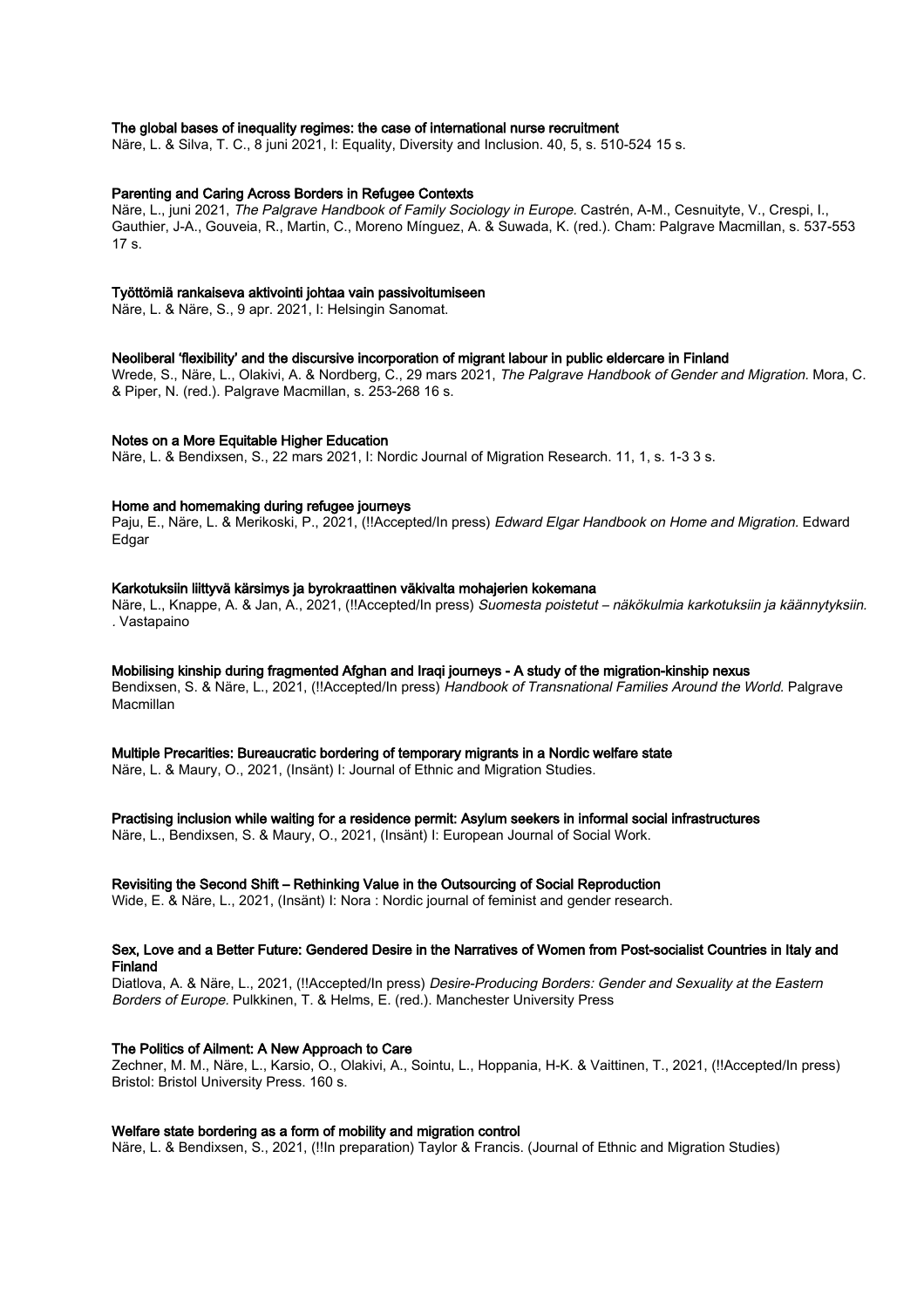**The global bases of inequality regimes: the case of international nurse recruitment**
Näre, L. & Silva, T. C., 8 juni 2021, I: Equality, Diversity and Inclusion. 40, 5, s. 510-524 15 s.

**Parenting and Caring Across Borders in Refugee Contexts**
Näre, L., juni 2021, *The Palgrave Handbook of Family Sociology in Europe.* Castrén, A-M., Cesnuityte, V., Crespi, I., Gauthier, J-A., Gouveia, R., Martin, C., Moreno Mínguez, A. & Suwada, K. (red.). Cham: Palgrave Macmillan, s. 537-553 17 s.

**Työttömiä rankaiseva aktivointi johtaa vain passivoitumiseen**
Näre, L. & Näre, S., 9 apr. 2021, I: Helsingin Sanomat.

**Neoliberal 'flexibility' and the discursive incorporation of migrant labour in public eldercare in Finland**
Wrede, S., Näre, L., Olakivi, A. & Nordberg, C., 29 mars 2021, *The Palgrave Handbook of Gender and Migration.* Mora, C. & Piper, N. (red.). Palgrave Macmillan, s. 253-268 16 s.

**Notes on a More Equitable Higher Education**
Näre, L. & Bendixsen, S., 22 mars 2021, I: Nordic Journal of Migration Research. 11, 1, s. 1-3 3 s.

**Home and homemaking during refugee journeys**
Paju, E., Näre, L. & Merikoski, P., 2021, (!!Accepted/In press) *Edward Elgar Handbook on Home and Migration.* Edward Edgar

**Karkotuksiin liittyvä kärsimys ja byrokraattinen väkivalta mohajerien kokemana**
Näre, L., Knappe, A. & Jan, A., 2021, (!!Accepted/In press) *Suomesta poistetut – näkökulmia karkotuksiin ja käännytyksiin.* . Vastapaino

**Mobilising kinship during fragmented Afghan and Iraqi journeys - A study of the migration-kinship nexus**
Bendixsen, S. & Näre, L., 2021, (!!Accepted/In press) *Handbook of Transnational Families Around the World.* Palgrave Macmillan

**Multiple Precarities: Bureaucratic bordering of temporary migrants in a Nordic welfare state**
Näre, L. & Maury, O., 2021, (Insänt) I: Journal of Ethnic and Migration Studies.

**Practising inclusion while waiting for a residence permit: Asylum seekers in informal social infrastructures**
Näre, L., Bendixsen, S. & Maury, O., 2021, (Insänt) I: European Journal of Social Work.

**Revisiting the Second Shift – Rethinking Value in the Outsourcing of Social Reproduction**
Wide, E. & Näre, L., 2021, (Insänt) I: Nora : Nordic journal of feminist and gender research.

**Sex, Love and a Better Future: Gendered Desire in the Narratives of Women from Post-socialist Countries in Italy and Finland**
Diatlova, A. & Näre, L., 2021, (!!Accepted/In press) *Desire-Producing Borders: Gender and Sexuality at the Eastern Borders of Europe.* Pulkkinen, T. & Helms, E. (red.). Manchester University Press

**The Politics of Ailment: A New Approach to Care**
Zechner, M. M., Näre, L., Karsio, O., Olakivi, A., Sointu, L., Hoppania, H-K. & Vaittinen, T., 2021, (!!Accepted/In press) Bristol: Bristol University Press. 160 s.

**Welfare state bordering as a form of mobility and migration control**
Näre, L. & Bendixsen, S., 2021, (!!In preparation) Taylor & Francis. (Journal of Ethnic and Migration Studies)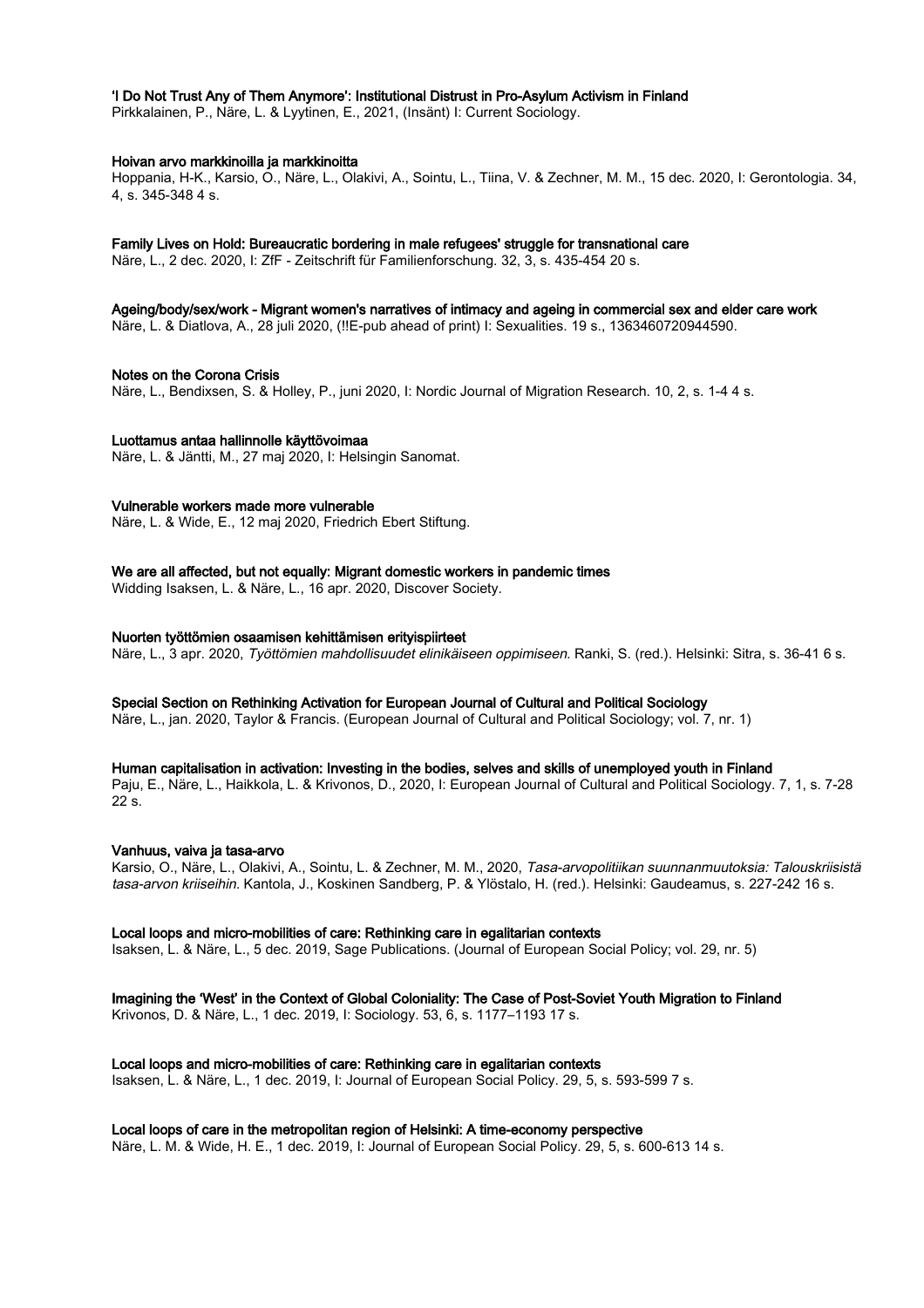**'I Do Not Trust Any of Them Anymore': Institutional Distrust in Pro-Asylum Activism in Finland**
Pirkkalainen, P., Näre, L. & Lyytinen, E., 2021, (Insänt) I: Current Sociology.

**Hoivan arvo markkinoilla ja markkinoitta**
Hoppania, H-K., Karsio, O., Näre, L., Olakivi, A., Sointu, L., Tiina, V. & Zechner, M. M., 15 dec. 2020, I: Gerontologia. 34, 4, s. 345-348 4 s.

**Family Lives on Hold: Bureaucratic bordering in male refugees' struggle for transnational care**
Näre, L., 2 dec. 2020, I: ZfF - Zeitschrift für Familienforschung. 32, 3, s. 435-454 20 s.

**Ageing/body/sex/work - Migrant women's narratives of intimacy and ageing in commercial sex and elder care work**
Näre, L. & Diatlova, A., 28 juli 2020, (!!E-pub ahead of print) I: Sexualities. 19 s., 1363460720944590.

**Notes on the Corona Crisis**
Näre, L., Bendixsen, S. & Holley, P., juni 2020, I: Nordic Journal of Migration Research. 10, 2, s. 1-4 4 s.

**Luottamus antaa hallinnolle käyttövoimaa**
Näre, L. & Jäntti, M., 27 maj 2020, I: Helsingin Sanomat.

**Vulnerable workers made more vulnerable**
Näre, L. & Wide, E., 12 maj 2020, Friedrich Ebert Stiftung.

**We are all affected, but not equally: Migrant domestic workers in pandemic times**
Widding Isaksen, L. & Näre, L., 16 apr. 2020, Discover Society.

**Nuorten työttömien osaamisen kehittämisen erityispiirteet**
Näre, L., 3 apr. 2020, *Työttömien mahdollisuudet elinikäiseen oppimiseen.* Ranki, S. (red.). Helsinki: Sitra, s. 36-41 6 s.

**Special Section on Rethinking Activation for European Journal of Cultural and Political Sociology**
Näre, L., jan. 2020, Taylor & Francis. (European Journal of Cultural and Political Sociology; vol. 7, nr. 1)

**Human capitalisation in activation: Investing in the bodies, selves and skills of unemployed youth in Finland**
Paju, E., Näre, L., Haikkola, L. & Krivonos, D., 2020, I: European Journal of Cultural and Political Sociology. 7, 1, s. 7-28 22 s.

**Vanhuus, vaiva ja tasa-arvo**
Karsio, O., Näre, L., Olakivi, A., Sointu, L. & Zechner, M. M., 2020, *Tasa-arvopolitiikan suunnanmuutoksia: Talouskriisistä tasa-arvon kriiseihin.* Kantola, J., Koskinen Sandberg, P. & Ylöstalo, H. (red.). Helsinki: Gaudeamus, s. 227-242 16 s.

**Local loops and micro-mobilities of care: Rethinking care in egalitarian contexts**
Isaksen, L. & Näre, L., 5 dec. 2019, Sage Publications. (Journal of European Social Policy; vol. 29, nr. 5)

**Imagining the 'West' in the Context of Global Coloniality: The Case of Post-Soviet Youth Migration to Finland**
Krivonos, D. & Näre, L., 1 dec. 2019, I: Sociology. 53, 6, s. 1177–1193 17 s.

**Local loops and micro-mobilities of care: Rethinking care in egalitarian contexts**
Isaksen, L. & Näre, L., 1 dec. 2019, I: Journal of European Social Policy. 29, 5, s. 593-599 7 s.

**Local loops of care in the metropolitan region of Helsinki: A time-economy perspective**
Näre, L. M. & Wide, H. E., 1 dec. 2019, I: Journal of European Social Policy. 29, 5, s. 600-613 14 s.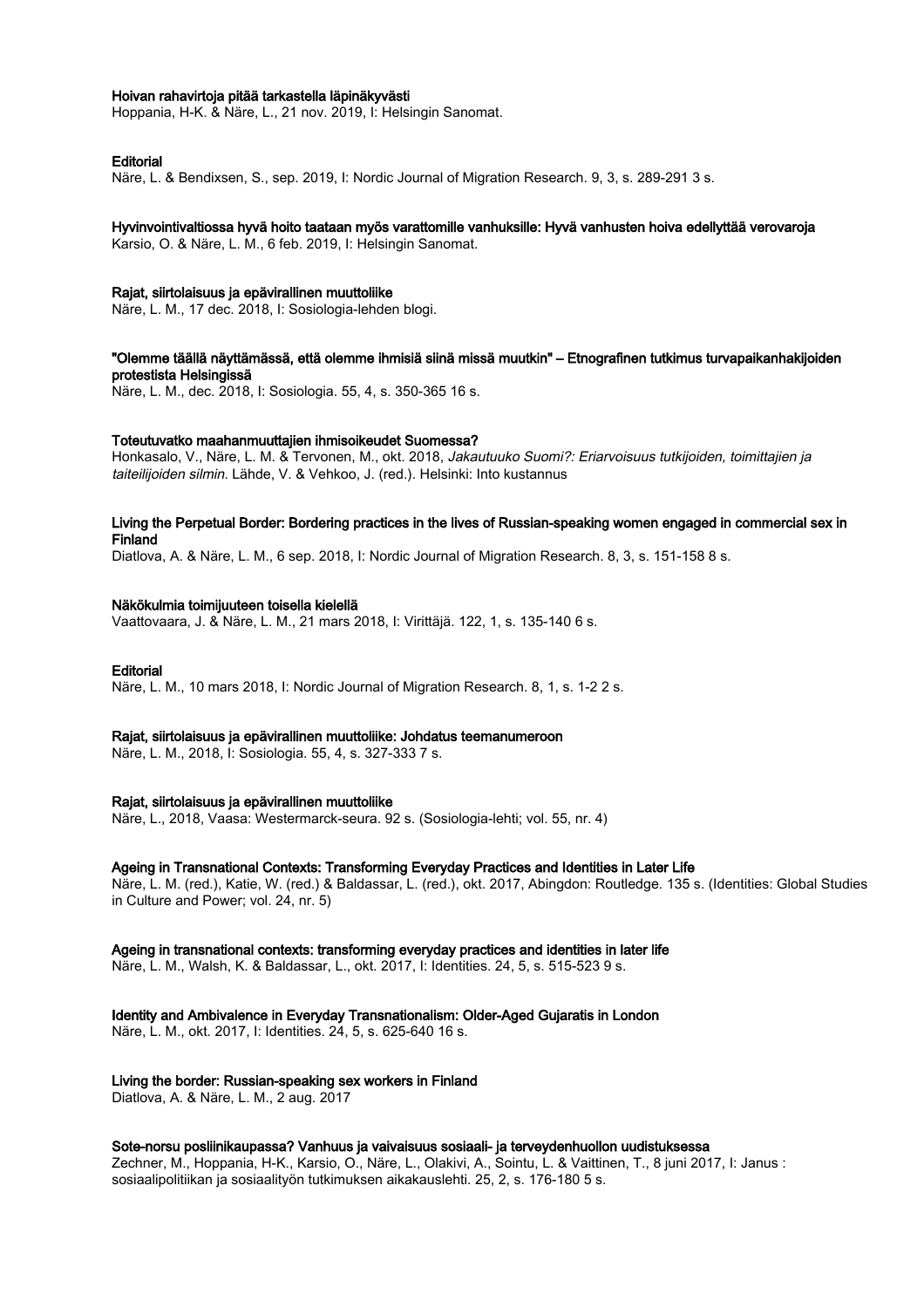**Hoivan rahavirtoja pitää tarkastella läpinäkyvästi**
Hoppania, H-K. & Näre, L., 21 nov. 2019, I: Helsingin Sanomat.

**Editorial**
Näre, L. & Bendixsen, S., sep. 2019, I: Nordic Journal of Migration Research. 9, 3, s. 289-291 3 s.

**Hyvinvointivaltiossa hyvä hoito taataan myös varattomille vanhuksille: Hyvä vanhusten hoiva edellyttää verovaroja**
Karsio, O. & Näre, L. M., 6 feb. 2019, I: Helsingin Sanomat.

**Rajat, siirtolaisuus ja epävirallinen muuttoliike**
Näre, L. M., 17 dec. 2018, I: Sosiologia-lehden blogi.

**"Olemme täällä näyttämässä, että olemme ihmisiä siinä missä muutkin" – Etnografinen tutkimus turvapaikanhakijoiden protestista Helsingissä**
Näre, L. M., dec. 2018, I: Sosiologia. 55, 4, s. 350-365 16 s.

**Toteutuvatko maahanmuuttajien ihmisoikeudet Suomessa?**
Honkasalo, V., Näre, L. M. & Tervonen, M., okt. 2018, *Jakautuuko Suomi?: Eriarvoisuus tutkijoiden, toimittajien ja taiteilijoiden silmin.* Lähde, V. & Vehkoo, J. (red.). Helsinki: Into kustannus

**Living the Perpetual Border: Bordering practices in the lives of Russian-speaking women engaged in commercial sex in Finland**
Diatlova, A. & Näre, L. M., 6 sep. 2018, I: Nordic Journal of Migration Research. 8, 3, s. 151-158 8 s.

**Näkökulmia toimijuuteen toisella kielellä**
Vaattovaara, J. & Näre, L. M., 21 mars 2018, I: Virittäjä. 122, 1, s. 135-140 6 s.

**Editorial**
Näre, L. M., 10 mars 2018, I: Nordic Journal of Migration Research. 8, 1, s. 1-2 2 s.

**Rajat, siirtolaisuus ja epävirallinen muuttoliike: Johdatus teemanumeroon**
Näre, L. M., 2018, I: Sosiologia. 55, 4, s. 327-333 7 s.

**Rajat, siirtolaisuus ja epävirallinen muuttoliike**
Näre, L., 2018, Vaasa: Westermarck-seura. 92 s. (Sosiologia-lehti; vol. 55, nr. 4)

**Ageing in Transnational Contexts: Transforming Everyday Practices and Identities in Later Life**
Näre, L. M. (red.), Katie, W. (red.) & Baldassar, L. (red.), okt. 2017, Abingdon: Routledge. 135 s. (Identities: Global Studies in Culture and Power; vol. 24, nr. 5)

**Ageing in transnational contexts: transforming everyday practices and identities in later life**
Näre, L. M., Walsh, K. & Baldassar, L., okt. 2017, I: Identities. 24, 5, s. 515-523 9 s.

**Identity and Ambivalence in Everyday Transnationalism: Older-Aged Gujaratis in London**
Näre, L. M., okt. 2017, I: Identities. 24, 5, s. 625-640 16 s.

**Living the border: Russian-speaking sex workers in Finland**
Diatlova, A. & Näre, L. M., 2 aug. 2017

**Sote-norsu posliinikaupassa? Vanhuus ja vaivaisuus sosiaali- ja terveydenhuollon uudistuksessa**
Zechner, M., Hoppania, H-K., Karsio, O., Näre, L., Olakivi, A., Sointu, L. & Vaittinen, T., 8 juni 2017, I: Janus : sosiaalipolitiikan ja sosiaalityön tutkimuksen aikakauslehti. 25, 2, s. 176-180 5 s.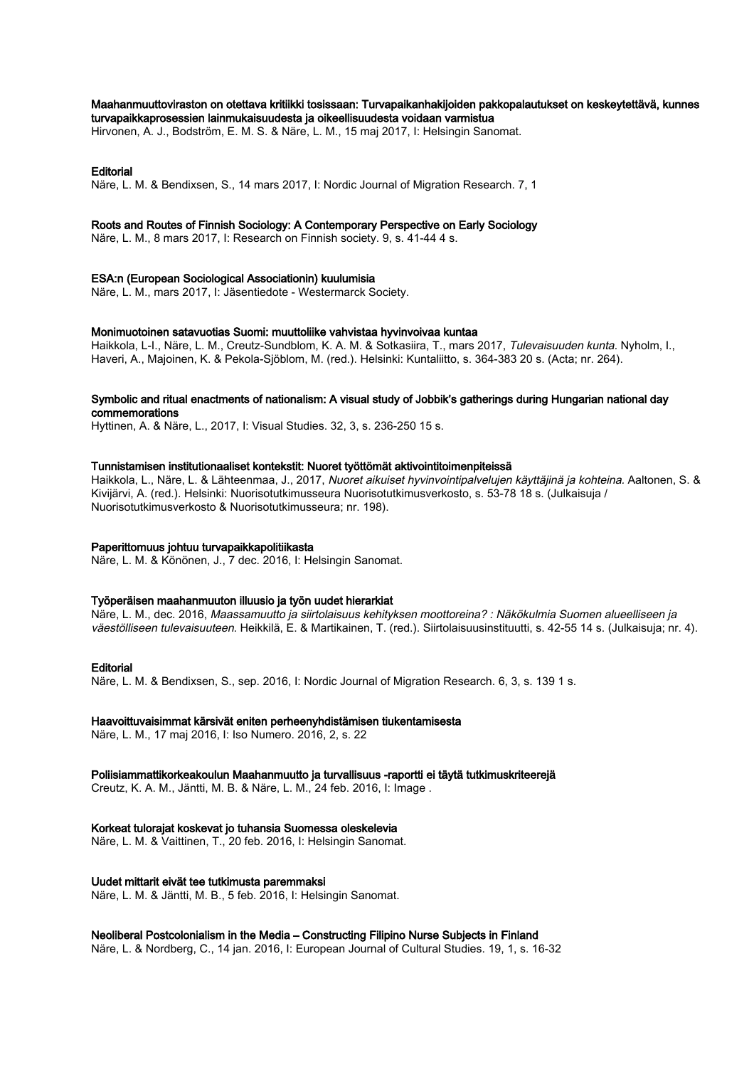**Maahanmuuttoviraston on otettava kritiikki tosissaan: Turvapaikanhakijoiden pakkopalautukset on keskeytettävä, kunnes turvapaikkaprosessien lainmukaisuudesta ja oikeellisuudesta voidaan varmistua**
Hirvonen, A. J., Bodström, E. M. S. & Näre, L. M., 15 maj 2017, I: Helsingin Sanomat.

**Editorial**
Näre, L. M. & Bendixsen, S., 14 mars 2017, I: Nordic Journal of Migration Research. 7, 1

**Roots and Routes of Finnish Sociology: A Contemporary Perspective on Early Sociology**
Näre, L. M., 8 mars 2017, I: Research on Finnish society. 9, s. 41-44 4 s.

**ESA:n (European Sociological Associationin) kuulumisia**
Näre, L. M., mars 2017, I: Jäsentiedote - Westermarck Society.

**Monimuotoinen satavuotias Suomi: muuttoliike vahvistaa hyvinvoivaa kuntaa**
Haikkola, L-I., Näre, L. M., Creutz-Sundblom, K. A. M. & Sotkasiira, T., mars 2017, *Tulevaisuuden kunta.* Nyholm, I., Haveri, A., Majoinen, K. & Pekola-Sjöblom, M. (red.). Helsinki: Kuntaliitto, s. 364-383 20 s. (Acta; nr. 264).

**Symbolic and ritual enactments of nationalism: A visual study of Jobbik's gatherings during Hungarian national day commemorations**
Hyttinen, A. & Näre, L., 2017, I: Visual Studies. 32, 3, s. 236-250 15 s.

**Tunnistamisen institutionaaliset kontekstit: Nuoret työttömät aktivointitoimenpiteissä**
Haikkola, L., Näre, L. & Lähteenmaa, J., 2017, *Nuoret aikuiset hyvinvointipalvelujen käyttäjinä ja kohteina.* Aaltonen, S. & Kivijärvi, A. (red.). Helsinki: Nuorisotutkimusseura Nuorisotutkimusverkosto, s. 53-78 18 s. (Julkaisuja / Nuorisotutkimusverkosto & Nuorisotutkimusseura; nr. 198).

**Paperittomuus johtuu turvapaikkapolitiikasta**
Näre, L. M. & Könönen, J., 7 dec. 2016, I: Helsingin Sanomat.

**Työperäisen maahanmuuton illuusio ja työn uudet hierarkiat**
Näre, L. M., dec. 2016, *Maassamuutto ja siirtolaisuus kehityksen moottoreina? : Näkökulmia Suomen alueelliseen ja väestölliseen tulevaisuuteen.* Heikkilä, E. & Martikainen, T. (red.). Siirtolaisuusinstituutti, s. 42-55 14 s. (Julkaisuja; nr. 4).

**Editorial**
Näre, L. M. & Bendixsen, S., sep. 2016, I: Nordic Journal of Migration Research. 6, 3, s. 139 1 s.

**Haavoittuvaisimmat kärsivät eniten perheenyhdistämisen tiukentamisesta**
Näre, L. M., 17 maj 2016, I: Iso Numero. 2016, 2, s. 22

**Poliisiammattikorkeakoulun Maahanmuutto ja turvallisuus -raportti ei täytä tutkimuskriteerejä**
Creutz, K. A. M., Jäntti, M. B. & Näre, L. M., 24 feb. 2016, I: Image .

**Korkeat tulorajat koskevat jo tuhansia Suomessa oleskelevia**
Näre, L. M. & Vaittinen, T., 20 feb. 2016, I: Helsingin Sanomat.

**Uudet mittarit eivät tee tutkimusta paremmaksi**
Näre, L. M. & Jäntti, M. B., 5 feb. 2016, I: Helsingin Sanomat.

**Neoliberal Postcolonialism in the Media – Constructing Filipino Nurse Subjects in Finland**
Näre, L. & Nordberg, C., 14 jan. 2016, I: European Journal of Cultural Studies. 19, 1, s. 16-32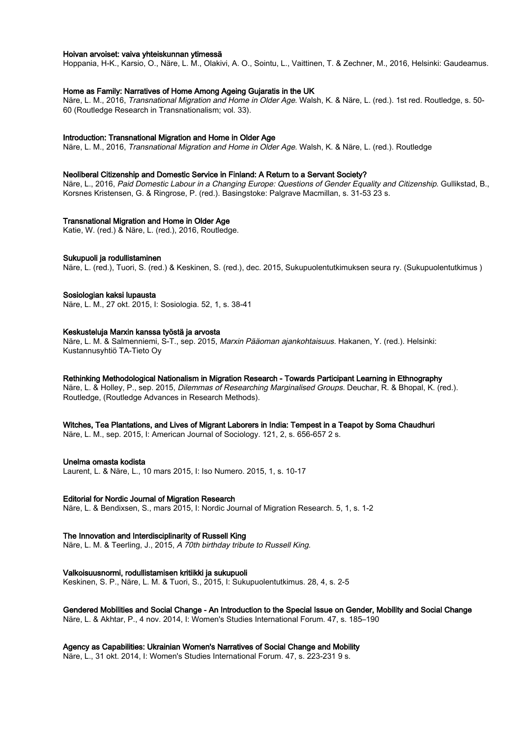**Hoivan arvoiset: vaiva yhteiskunnan ytimessä**
Hoppania, H-K., Karsio, O., Näre, L. M., Olakivi, A. O., Sointu, L., Vaittinen, T. & Zechner, M., 2016, Helsinki: Gaudeamus.

**Home as Family: Narratives of Home Among Ageing Gujaratis in the UK**
Näre, L. M., 2016, *Transnational Migration and Home in Older Age.* Walsh, K. & Näre, L. (red.). 1st red. Routledge, s. 50-60 (Routledge Research in Transnationalism; vol. 33).

**Introduction: Transnational Migration and Home in Older Age**
Näre, L. M., 2016, *Transnational Migration and Home in Older Age.* Walsh, K. & Näre, L. (red.). Routledge

**Neoliberal Citizenship and Domestic Service in Finland: A Return to a Servant Society?**
Näre, L., 2016, *Paid Domestic Labour in a Changing Europe: Questions of Gender Equality and Citizenship.* Gullikstad, B., Korsnes Kristensen, G. & Ringrose, P. (red.). Basingstoke: Palgrave Macmillan, s. 31-53 23 s.

**Transnational Migration and Home in Older Age**
Katie, W. (red.) & Näre, L. (red.), 2016, Routledge.

**Sukupuoli ja rodullistaminen**
Näre, L. (red.), Tuori, S. (red.) & Keskinen, S. (red.), dec. 2015, Sukupuolentutkimuksen seura ry. (Sukupuolentutkimus )

**Sosiologian kaksi lupausta**
Näre, L. M., 27 okt. 2015, I: Sosiologia. 52, 1, s. 38-41

**Keskusteluja Marxin kanssa työstä ja arvosta**
Näre, L. M. & Salmenniemi, S-T., sep. 2015, *Marxin Pääoman ajankohtaisuus.* Hakanen, Y. (red.). Helsinki: Kustannusyhtiö TA-Tieto Oy

**Rethinking Methodological Nationalism in Migration Research - Towards Participant Learning in Ethnography**
Näre, L. & Holley, P., sep. 2015, *Dilemmas of Researching Marginalised Groups.* Deuchar, R. & Bhopal, K. (red.). Routledge, (Routledge Advances in Research Methods).

**Witches, Tea Plantations, and Lives of Migrant Laborers in India: Tempest in a Teapot by Soma Chaudhuri**
Näre, L. M., sep. 2015, I: American Journal of Sociology. 121, 2, s. 656-657 2 s.

**Unelma omasta kodista**
Laurent, L. & Näre, L., 10 mars 2015, I: Iso Numero. 2015, 1, s. 10-17

**Editorial for Nordic Journal of Migration Research**
Näre, L. & Bendixsen, S., mars 2015, I: Nordic Journal of Migration Research. 5, 1, s. 1-2

**The Innovation and Interdisciplinarity of Russell King**
Näre, L. M. & Teerling, J., 2015, *A 70th birthday tribute to Russell King.*

**Valkoisuusnormi, rodullistamisen kritiikki ja sukupuoli**
Keskinen, S. P., Näre, L. M. & Tuori, S., 2015, I: Sukupuolentutkimus. 28, 4, s. 2-5

**Gendered Mobilities and Social Change - An Introduction to the Special Issue on Gender, Mobility and Social Change**
Näre, L. & Akhtar, P., 4 nov. 2014, I: Women's Studies International Forum. 47, s. 185–190

**Agency as Capabilities: Ukrainian Women's Narratives of Social Change and Mobility**
Näre, L., 31 okt. 2014, I: Women's Studies International Forum. 47, s. 223-231 9 s.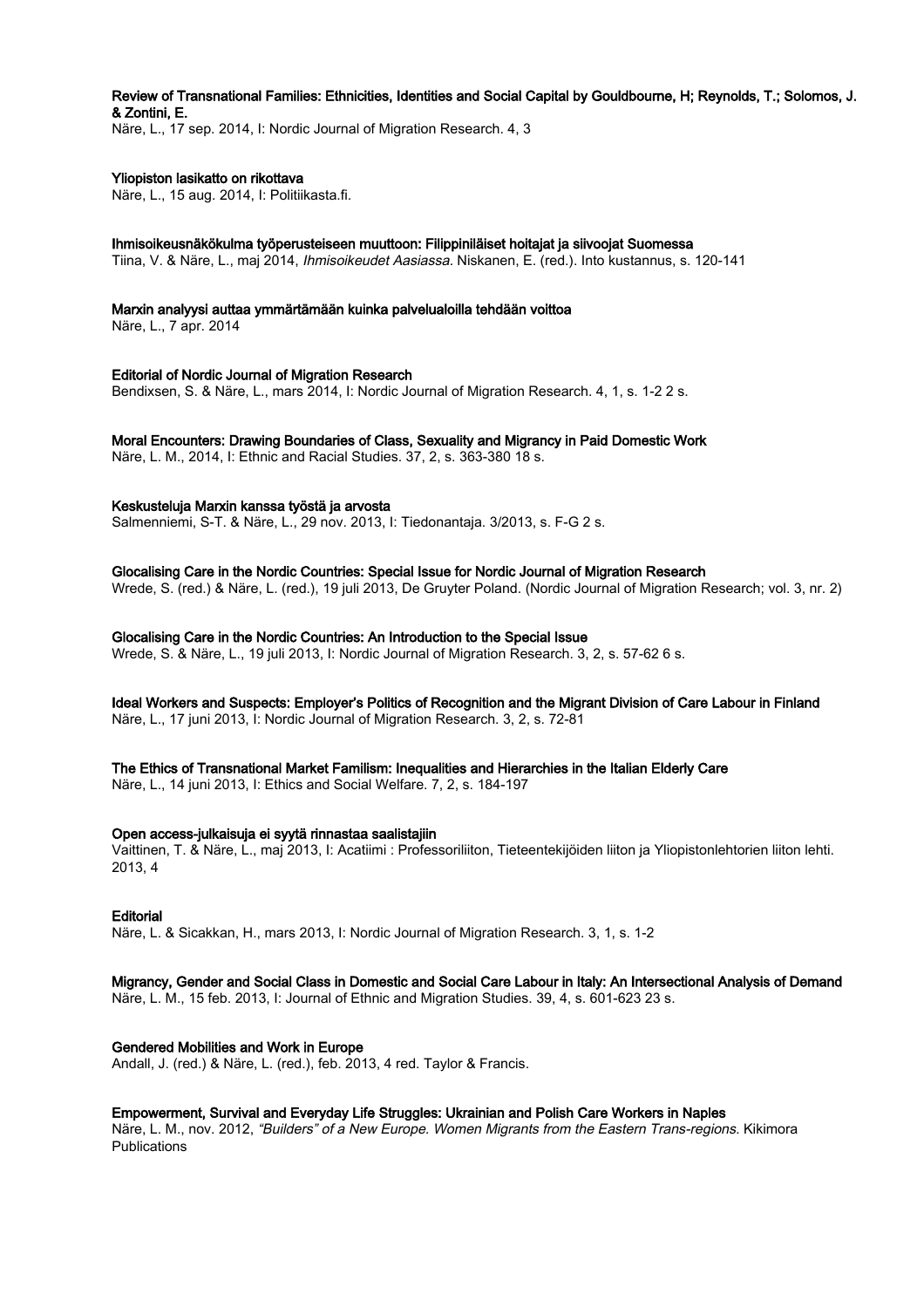**Review of Transnational Families: Ethnicities, Identities and Social Capital by Gouldbourne, H; Reynolds, T.; Solomos, J. & Zontini, E.**
Näre, L., 17 sep. 2014, I: Nordic Journal of Migration Research. 4, 3

**Yliopiston lasikatto on rikottava**
Näre, L., 15 aug. 2014, I: Politiikasta.fi.

**Ihmisoikeusnäkökulma työperusteiseen muuttoon: Filippiniläiset hoitajat ja siivoojat Suomessa**
Tiina, V. & Näre, L., maj 2014, *Ihmisoikeudet Aasiassa*. Niskanen, E. (red.). Into kustannus, s. 120-141

**Marxin analyysi auttaa ymmärtämään kuinka palvelualoilla tehdään voittoa**
Näre, L., 7 apr. 2014

**Editorial of Nordic Journal of Migration Research**
Bendixsen, S. & Näre, L., mars 2014, I: Nordic Journal of Migration Research. 4, 1, s. 1-2 2 s.

**Moral Encounters: Drawing Boundaries of Class, Sexuality and Migrancy in Paid Domestic Work**
Näre, L. M., 2014, I: Ethnic and Racial Studies. 37, 2, s. 363-380 18 s.

**Keskusteluja Marxin kanssa työstä ja arvosta**
Salmenniemi, S-T. & Näre, L., 29 nov. 2013, I: Tiedonantaja. 3/2013, s. F-G 2 s.

**Glocalising Care in the Nordic Countries: Special Issue for Nordic Journal of Migration Research**
Wrede, S. (red.) & Näre, L. (red.), 19 juli 2013, De Gruyter Poland. (Nordic Journal of Migration Research; vol. 3, nr. 2)

**Glocalising Care in the Nordic Countries: An Introduction to the Special Issue**
Wrede, S. & Näre, L., 19 juli 2013, I: Nordic Journal of Migration Research. 3, 2, s. 57-62 6 s.

**Ideal Workers and Suspects: Employer's Politics of Recognition and the Migrant Division of Care Labour in Finland**
Näre, L., 17 juni 2013, I: Nordic Journal of Migration Research. 3, 2, s. 72-81

**The Ethics of Transnational Market Familism: Inequalities and Hierarchies in the Italian Elderly Care**
Näre, L., 14 juni 2013, I: Ethics and Social Welfare. 7, 2, s. 184-197

**Open access-julkaisuja ei syytä rinnastaa saalistajiin**
Vaittinen, T. & Näre, L., maj 2013, I: Acatiimi : Professoriliiton, Tieteentekijöiden liiton ja Yliopistonlehtorien liiton lehti. 2013, 4

**Editorial**
Näre, L. & Sicakkan, H., mars 2013, I: Nordic Journal of Migration Research. 3, 1, s. 1-2

**Migrancy, Gender and Social Class in Domestic and Social Care Labour in Italy: An Intersectional Analysis of Demand**
Näre, L. M., 15 feb. 2013, I: Journal of Ethnic and Migration Studies. 39, 4, s. 601-623 23 s.

**Gendered Mobilities and Work in Europe**
Andall, J. (red.) & Näre, L. (red.), feb. 2013, 4 red. Taylor & Francis.

**Empowerment, Survival and Everyday Life Struggles: Ukrainian and Polish Care Workers in Naples**
Näre, L. M., nov. 2012, *"Builders" of a New Europe. Women Migrants from the Eastern Trans-regions.* Kikimora Publications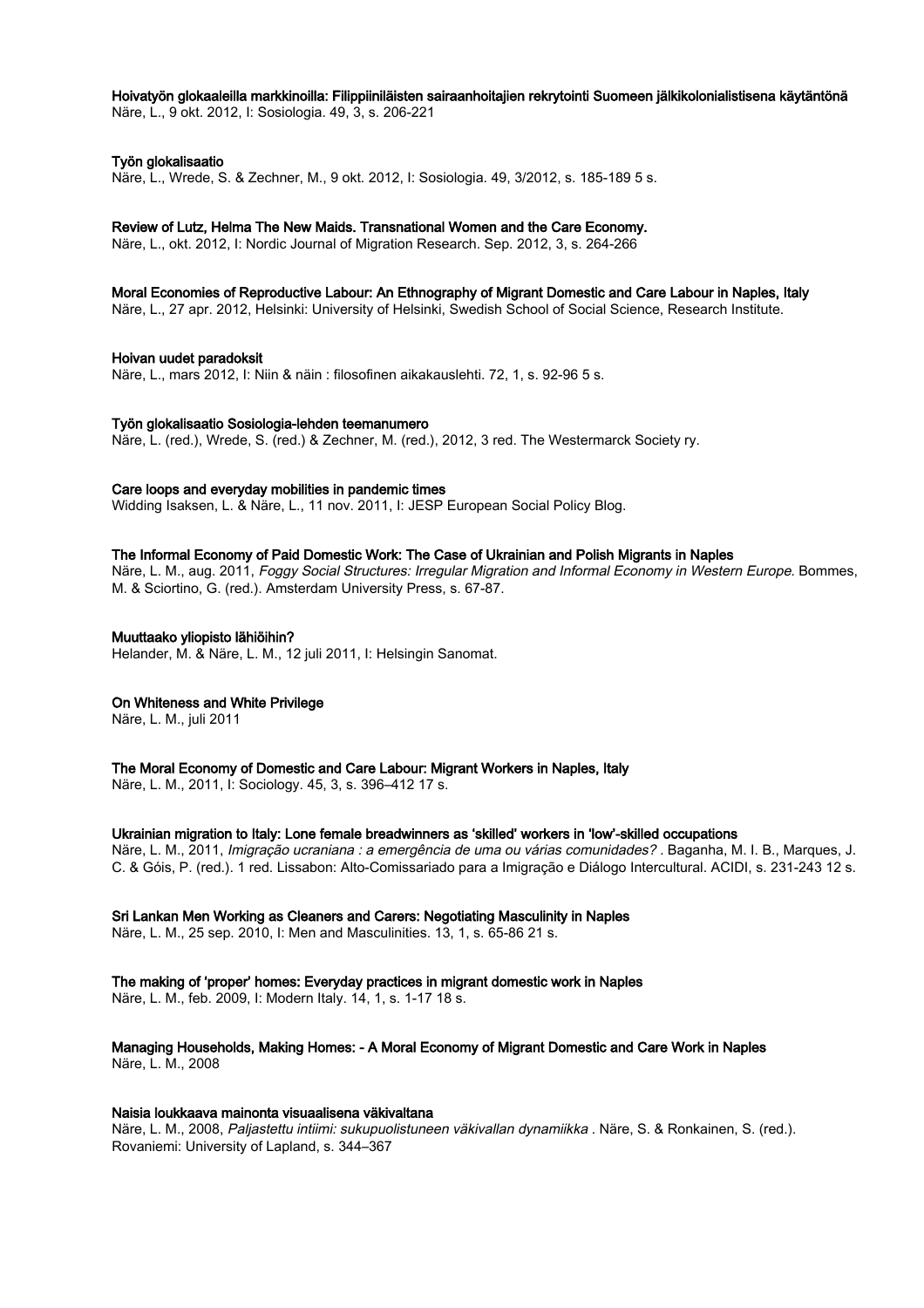**Hoivatyön glokaaleilla markkinoilla: Filippiiniläisten sairaanhoitajien rekrytointi Suomeen jälkikolonialistisena käytäntönä**
Näre, L., 9 okt. 2012, I: Sosiologia. 49, 3, s. 206-221

**Työn glokalisaatio**
Näre, L., Wrede, S. & Zechner, M., 9 okt. 2012, I: Sosiologia. 49, 3/2012, s. 185-189 5 s.

**Review of Lutz, Helma The New Maids. Transnational Women and the Care Economy.**
Näre, L., okt. 2012, I: Nordic Journal of Migration Research. Sep. 2012, 3, s. 264-266

**Moral Economies of Reproductive Labour: An Ethnography of Migrant Domestic and Care Labour in Naples, Italy**
Näre, L., 27 apr. 2012, Helsinki: University of Helsinki, Swedish School of Social Science, Research Institute.

**Hoivan uudet paradoksit**
Näre, L., mars 2012, I: Niin & näin : filosofinen aikakauslehti. 72, 1, s. 92-96 5 s.

**Työn glokalisaatio Sosiologia-lehden teemanumero**
Näre, L. (red.), Wrede, S. (red.) & Zechner, M. (red.), 2012, 3 red. The Westermarck Society ry.

**Care loops and everyday mobilities in pandemic times**
Widding Isaksen, L. & Näre, L., 11 nov. 2011, I: JESP European Social Policy Blog.

**The Informal Economy of Paid Domestic Work: The Case of Ukrainian and Polish Migrants in Naples**
Näre, L. M., aug. 2011, *Foggy Social Structures: Irregular Migration and Informal Economy in Western Europe.* Bommes, M. & Sciortino, G. (red.). Amsterdam University Press, s. 67-87.

**Muuttaako yliopisto lähiöihin?**
Helander, M. & Näre, L. M., 12 juli 2011, I: Helsingin Sanomat.

**On Whiteness and White Privilege**
Näre, L. M., juli 2011

**The Moral Economy of Domestic and Care Labour: Migrant Workers in Naples, Italy**
Näre, L. M., 2011, I: Sociology. 45, 3, s. 396–412 17 s.

**Ukrainian migration to Italy: Lone female breadwinners as 'skilled' workers in 'low'-skilled occupations**
Näre, L. M., 2011, *Imigração ucraniana : a emergência de uma ou várias comunidades?* . Baganha, M. I. B., Marques, J. C. & Góis, P. (red.). 1 red. Lissabon: Alto-Comissariado para a Imigração e Diálogo Intercultural. ACIDI, s. 231-243 12 s.

**Sri Lankan Men Working as Cleaners and Carers: Negotiating Masculinity in Naples**
Näre, L. M., 25 sep. 2010, I: Men and Masculinities. 13, 1, s. 65-86 21 s.

**The making of 'proper' homes: Everyday practices in migrant domestic work in Naples**
Näre, L. M., feb. 2009, I: Modern Italy. 14, 1, s. 1-17 18 s.

**Managing Households, Making Homes: - A Moral Economy of Migrant Domestic and Care Work in Naples**
Näre, L. M., 2008

**Naisia loukkaava mainonta visuaalisena väkivaltana**
Näre, L. M., 2008, *Paljastettu intiimi: sukupuolistuneen väkivallan dynamiikka* . Näre, S. & Ronkainen, S. (red.). Rovaniemi: University of Lapland, s. 344–367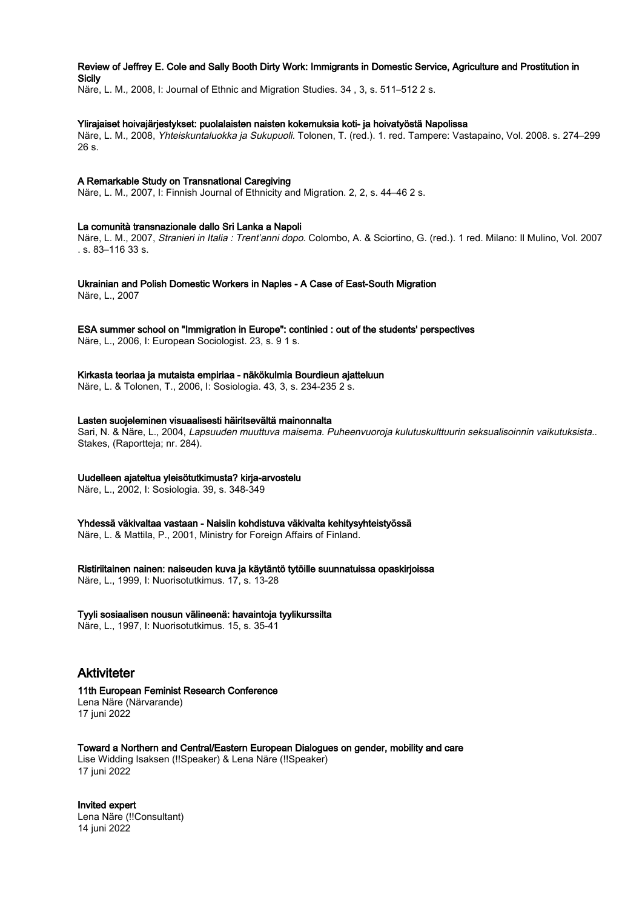**Review of Jeffrey E. Cole and Sally Booth Dirty Work: Immigrants in Domestic Service, Agriculture and Prostitution in Sicily**

Näre, L. M., 2008, I: Journal of Ethnic and Migration Studies. 34 , 3, s. 511–512 2 s.

**Ylirajaiset hoivajärjestykset: puolalaisten naisten kokemuksia koti- ja hoivatyöstä Napolissa**

Näre, L. M., 2008, *Yhteiskuntaluokka ja Sukupuoli.* Tolonen, T. (red.). 1. red. Tampere: Vastapaino, Vol. 2008. s. 274–299 26 s.

**A Remarkable Study on Transnational Caregiving**

Näre, L. M., 2007, I: Finnish Journal of Ethnicity and Migration. 2, 2, s. 44–46 2 s.

**La comunità transnazionale dallo Sri Lanka a Napoli**

Näre, L. M., 2007, *Stranieri in Italia : Trent'anni dopo.* Colombo, A. & Sciortino, G. (red.). 1 red. Milano: Il Mulino, Vol. 2007 . s. 83–116 33 s.

**Ukrainian and Polish Domestic Workers in Naples - A Case of East-South Migration**

Näre, L., 2007

**ESA summer school on "Immigration in Europe": continied : out of the students' perspectives**

Näre, L., 2006, I: European Sociologist. 23, s. 9 1 s.

**Kirkasta teoriaa ja mutaista empiriaa - näkökulmia Bourdieun ajatteluun**

Näre, L. & Tolonen, T., 2006, I: Sosiologia. 43, 3, s. 234-235 2 s.

**Lasten suojeleminen visuaalisesti häiritsevältä mainonnalta**

Sari, N. & Näre, L., 2004, *Lapsuuden muuttuva maisema. Puheenvuoroja kulutuskulttuurin seksualisoinnin vaikutuksista..* Stakes, (Raportteja; nr. 284).

**Uudelleen ajateltua yleisötutkimusta? kirja-arvostelu**

Näre, L., 2002, I: Sosiologia. 39, s. 348-349

**Yhdessä väkivaltaa vastaan - Naisiin kohdistuva väkivalta kehitysyhteistyössä**

Näre, L. & Mattila, P., 2001, Ministry for Foreign Affairs of Finland.

**Ristiriitainen nainen: naiseuden kuva ja käytäntö tytöille suunnatuissa opaskirjoissa**

Näre, L., 1999, I: Nuorisotutkimus. 17, s. 13-28

**Tyyli sosiaalisen nousun välineenä: havaintoja tyylikursseilta**

Näre, L., 1997, I: Nuorisotutkimus. 15, s. 35-41

## Aktiviteter

**11th European Feminist Research Conference**

Lena Näre (Närvarande)
17 juni 2022

**Toward a Northern and Central/Eastern European Dialogues on gender, mobility and care**

Lise Widding Isaksen (!!Speaker) & Lena Näre (!!Speaker)
17 juni 2022

**Invited expert**

Lena Näre (!!Consultant)
14 juni 2022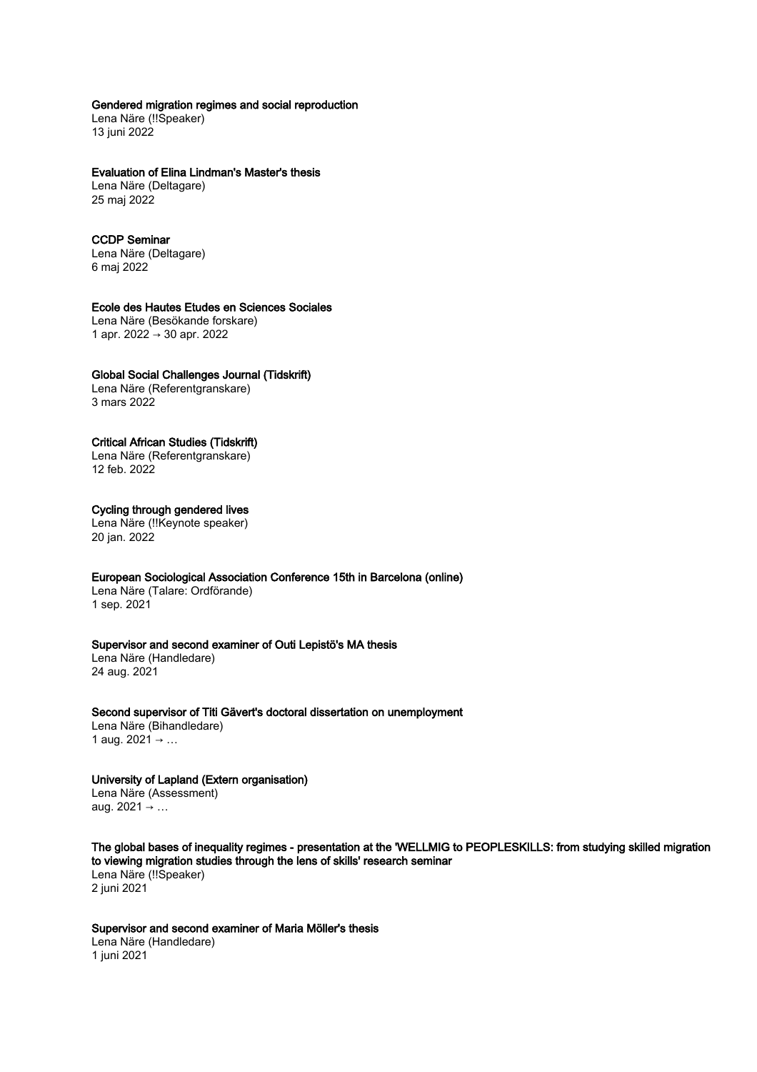**Gendered migration regimes and social reproduction**
Lena Näre (!!Speaker)
13 juni 2022

**Evaluation of Elina Lindman's Master's thesis**
Lena Näre (Deltagare)
25 maj 2022

**CCDP Seminar**
Lena Näre (Deltagare)
6 maj 2022

**Ecole des Hautes Etudes en Sciences Sociales**
Lena Näre (Besökande forskare)
1 apr. 2022 → 30 apr. 2022

**Global Social Challenges Journal (Tidskrift)**
Lena Näre (Referentgranskare)
3 mars 2022

**Critical African Studies (Tidskrift)**
Lena Näre (Referentgranskare)
12 feb. 2022

**Cycling through gendered lives**
Lena Näre (!!Keynote speaker)
20 jan. 2022

**European Sociological Association Conference 15th in Barcelona (online)**
Lena Näre (Talare: Ordförande)
1 sep. 2021

**Supervisor and second examiner of Outi Lepistö's MA thesis**
Lena Näre (Handledare)
24 aug. 2021

**Second supervisor of Titi Gävert's doctoral dissertation on unemployment**
Lena Näre (Bihandledare)
1 aug. 2021 → …

**University of Lapland (Extern organisation)**
Lena Näre (Assessment)
aug. 2021 → …

**The global bases of inequality regimes - presentation at the 'WELLMIG to PEOPLESKILLS: from studying skilled migration to viewing migration studies through the lens of skills' research seminar**
Lena Näre (!!Speaker)
2 juni 2021

**Supervisor and second examiner of Maria Möller's thesis**
Lena Näre (Handledare)
1 juni 2021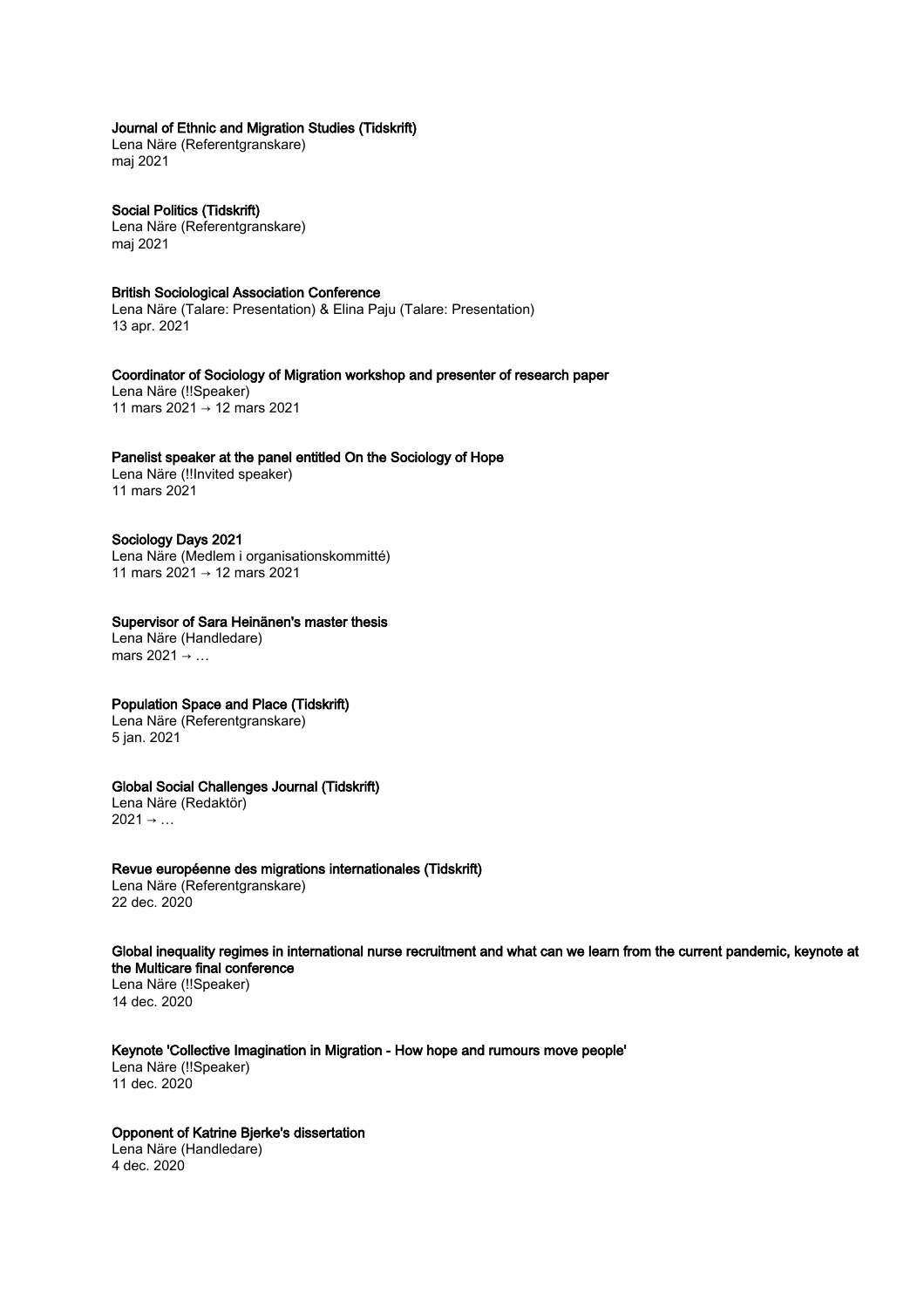**Journal of Ethnic and Migration Studies (Tidskrift)**
Lena Näre (Referentgranskare)
maj 2021

**Social Politics (Tidskrift)**
Lena Näre (Referentgranskare)
maj 2021

**British Sociological Association Conference**
Lena Näre (Talare: Presentation) & Elina Paju (Talare: Presentation)
13 apr. 2021

**Coordinator of Sociology of Migration workshop and presenter of research paper**
Lena Näre (!!Speaker)
11 mars 2021 → 12 mars 2021

**Panelist speaker at the panel entitled On the Sociology of Hope**
Lena Näre (!!Invited speaker)
11 mars 2021

**Sociology Days 2021**
Lena Näre (Medlem i organisationskommitté)
11 mars 2021 → 12 mars 2021

**Supervisor of Sara Heinänen's master thesis**
Lena Näre (Handledare)
mars 2021 → …

**Population Space and Place (Tidskrift)**
Lena Näre (Referentgranskare)
5 jan. 2021

**Global Social Challenges Journal (Tidskrift)**
Lena Näre (Redaktör)
2021 → …

**Revue européenne des migrations internationales (Tidskrift)**
Lena Näre (Referentgranskare)
22 dec. 2020

**Global inequality regimes in international nurse recruitment and what can we learn from the current pandemic, keynote at the Multicare final conference**
Lena Näre (!!Speaker)
14 dec. 2020

**Keynote 'Collective Imagination in Migration - How hope and rumours move people'**
Lena Näre (!!Speaker)
11 dec. 2020

**Opponent of Katrine Bjerke's dissertation**
Lena Näre (Handledare)
4 dec. 2020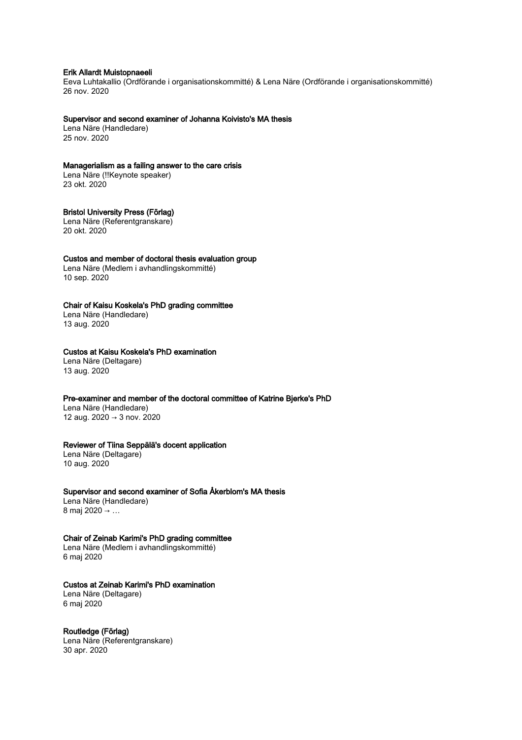**Erik Allardt Muistopnaeeli**
Eeva Luhtakallio (Ordförande i organisationskommitté) & Lena Näre (Ordförande i organisationskommitté)
26 nov. 2020

**Supervisor and second examiner of Johanna Koivisto's MA thesis**
Lena Näre (Handledare)
25 nov. 2020

**Managerialism as a failing answer to the care crisis**
Lena Näre (!!Keynote speaker)
23 okt. 2020

**Bristol University Press (Förlag)**
Lena Näre (Referentgranskare)
20 okt. 2020

**Custos and member of doctoral thesis evaluation group**
Lena Näre (Medlem i avhandlingskommitté)
10 sep. 2020

**Chair of Kaisu Koskela's PhD grading committee**
Lena Näre (Handledare)
13 aug. 2020

**Custos at Kaisu Koskela's PhD examination**
Lena Näre (Deltagare)
13 aug. 2020

**Pre-examiner and member of the doctoral committee of Katrine Bjerke's PhD**
Lena Näre (Handledare)
12 aug. 2020 → 3 nov. 2020

**Reviewer of Tiina Seppälä's docent application**
Lena Näre (Deltagare)
10 aug. 2020

**Supervisor and second examiner of Sofia Åkerblom's MA thesis**
Lena Näre (Handledare)
8 maj 2020 → …

**Chair of Zeinab Karimi's PhD grading committee**
Lena Näre (Medlem i avhandlingskommitté)
6 maj 2020

**Custos at Zeinab Karimi's PhD examination**
Lena Näre (Deltagare)
6 maj 2020

**Routledge (Förlag)**
Lena Näre (Referentgranskare)
30 apr. 2020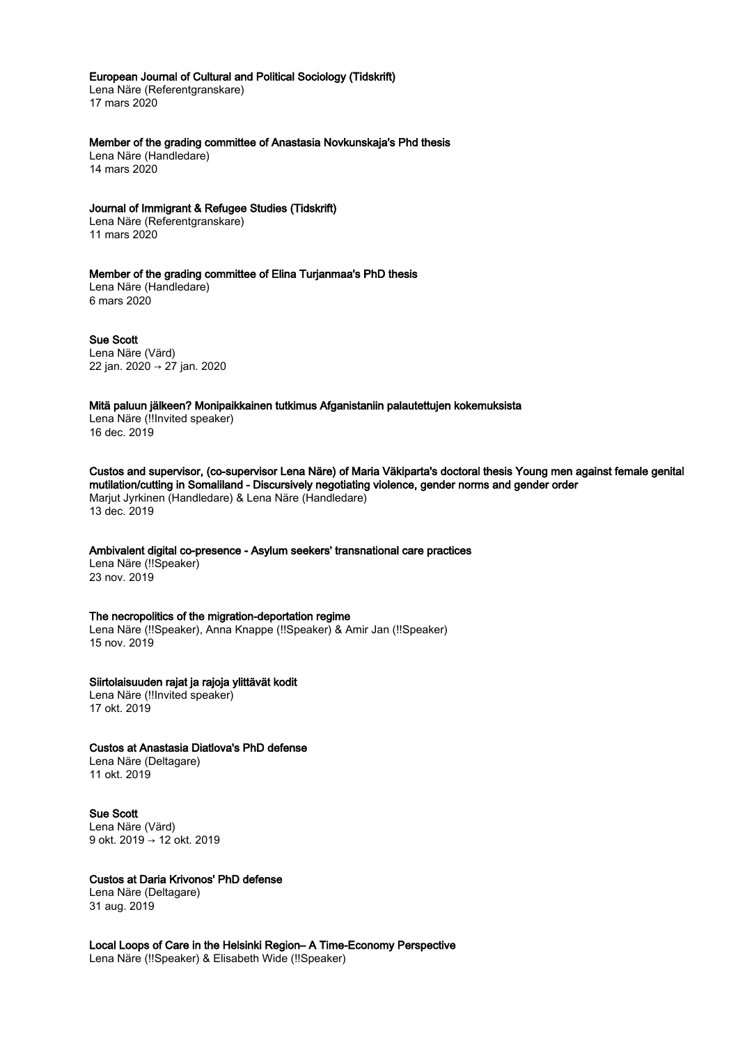**European Journal of Cultural and Political Sociology (Tidskrift)**
Lena Näre (Referentgranskare)
17 mars 2020

**Member of the grading committee of Anastasia Novkunskaja's Phd thesis**
Lena Näre (Handledare)
14 mars 2020

**Journal of Immigrant & Refugee Studies (Tidskrift)**
Lena Näre (Referentgranskare)
11 mars 2020

**Member of the grading committee of Elina Turjanmaa's PhD thesis**
Lena Näre (Handledare)
6 mars 2020

**Sue Scott**
Lena Näre (Värd)
22 jan. 2020 → 27 jan. 2020

**Mitä paluun jälkeen? Monipaikkainen tutkimus Afganistaniin palautettujen kokemuksista**
Lena Näre (!!Invited speaker)
16 dec. 2019

**Custos and supervisor, (co-supervisor Lena Näre) of Maria Väkiparta's doctoral thesis Young men against female genital mutilation/cutting in Somaliland - Discursively negotiating violence, gender norms and gender order**
Marjut Jyrkinen (Handledare) & Lena Näre (Handledare)
13 dec. 2019

**Ambivalent digital co-presence - Asylum seekers' transnational care practices**
Lena Näre (!!Speaker)
23 nov. 2019

**The necropolitics of the migration-deportation regime**
Lena Näre (!!Speaker), Anna Knappe (!!Speaker) & Amir Jan (!!Speaker)
15 nov. 2019

**Siirtolaisuuden rajat ja rajoja ylittävät kodit**
Lena Näre (!!Invited speaker)
17 okt. 2019

**Custos at Anastasia Diatlova's PhD defense**
Lena Näre (Deltagare)
11 okt. 2019

**Sue Scott**
Lena Näre (Värd)
9 okt. 2019 → 12 okt. 2019

**Custos at Daria Krivonos' PhD defense**
Lena Näre (Deltagare)
31 aug. 2019

**Local Loops of Care in the Helsinki Region– A Time-Economy Perspective**
Lena Näre (!!Speaker) & Elisabeth Wide (!!Speaker)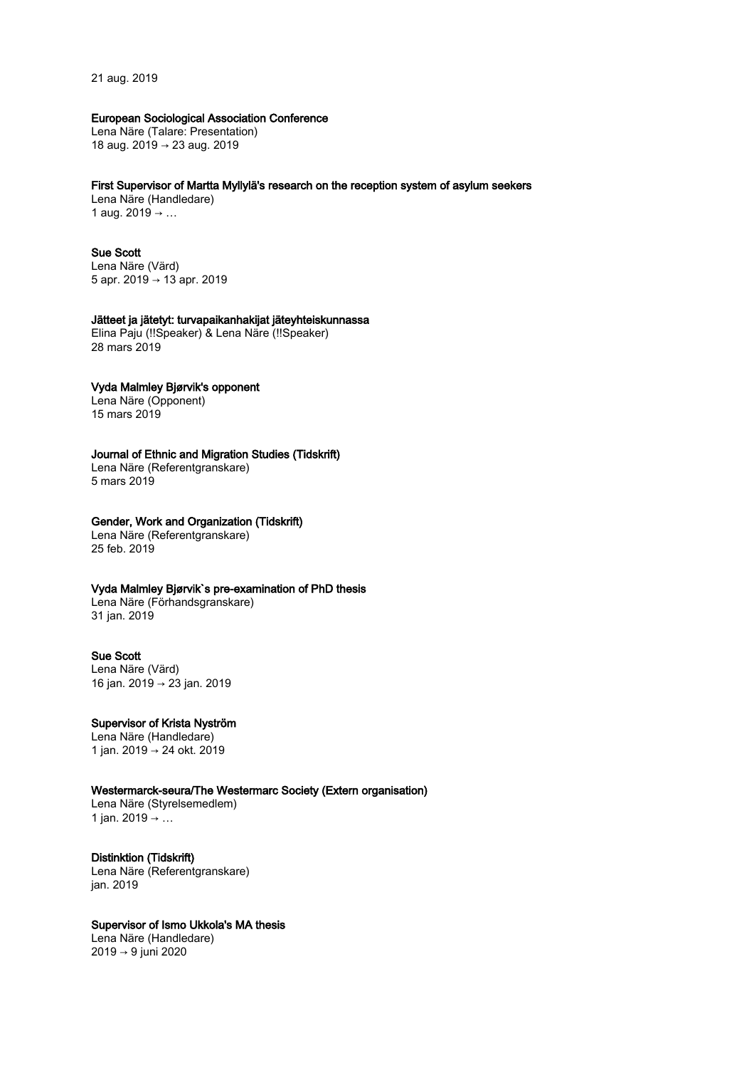21 aug. 2019

**European Sociological Association Conference**
Lena Näre (Talare: Presentation)
18 aug. 2019 → 23 aug. 2019

**First Supervisor of Martta Myllylä's research on the reception system of asylum seekers**
Lena Näre (Handledare)
1 aug. 2019 → …

**Sue Scott**
Lena Näre (Värd)
5 apr. 2019 → 13 apr. 2019

**Jätteet ja jätetyt: turvapaikanhakijat jäteyhteiskunnassa**
Elina Paju (!!Speaker) & Lena Näre (!!Speaker)
28 mars 2019

**Vyda Malmley Bjørvik's opponent**
Lena Näre (Opponent)
15 mars 2019

**Journal of Ethnic and Migration Studies (Tidskrift)**
Lena Näre (Referentgranskare)
5 mars 2019

**Gender, Work and Organization (Tidskrift)**
Lena Näre (Referentgranskare)
25 feb. 2019

**Vyda Malmley Bjørvik`s pre-examination of PhD thesis**
Lena Näre (Förhandsgranskare)
31 jan. 2019

**Sue Scott**
Lena Näre (Värd)
16 jan. 2019 → 23 jan. 2019

**Supervisor of Krista Nyström**
Lena Näre (Handledare)
1 jan. 2019 → 24 okt. 2019

**Westermarck-seura/The Westermarc Society (Extern organisation)**
Lena Näre (Styrelsemedlem)
1 jan. 2019 → …

**Distinktion (Tidskrift)**
Lena Näre (Referentgranskare)
jan. 2019

**Supervisor of Ismo Ukkola's MA thesis**
Lena Näre (Handledare)
2019 → 9 juni 2020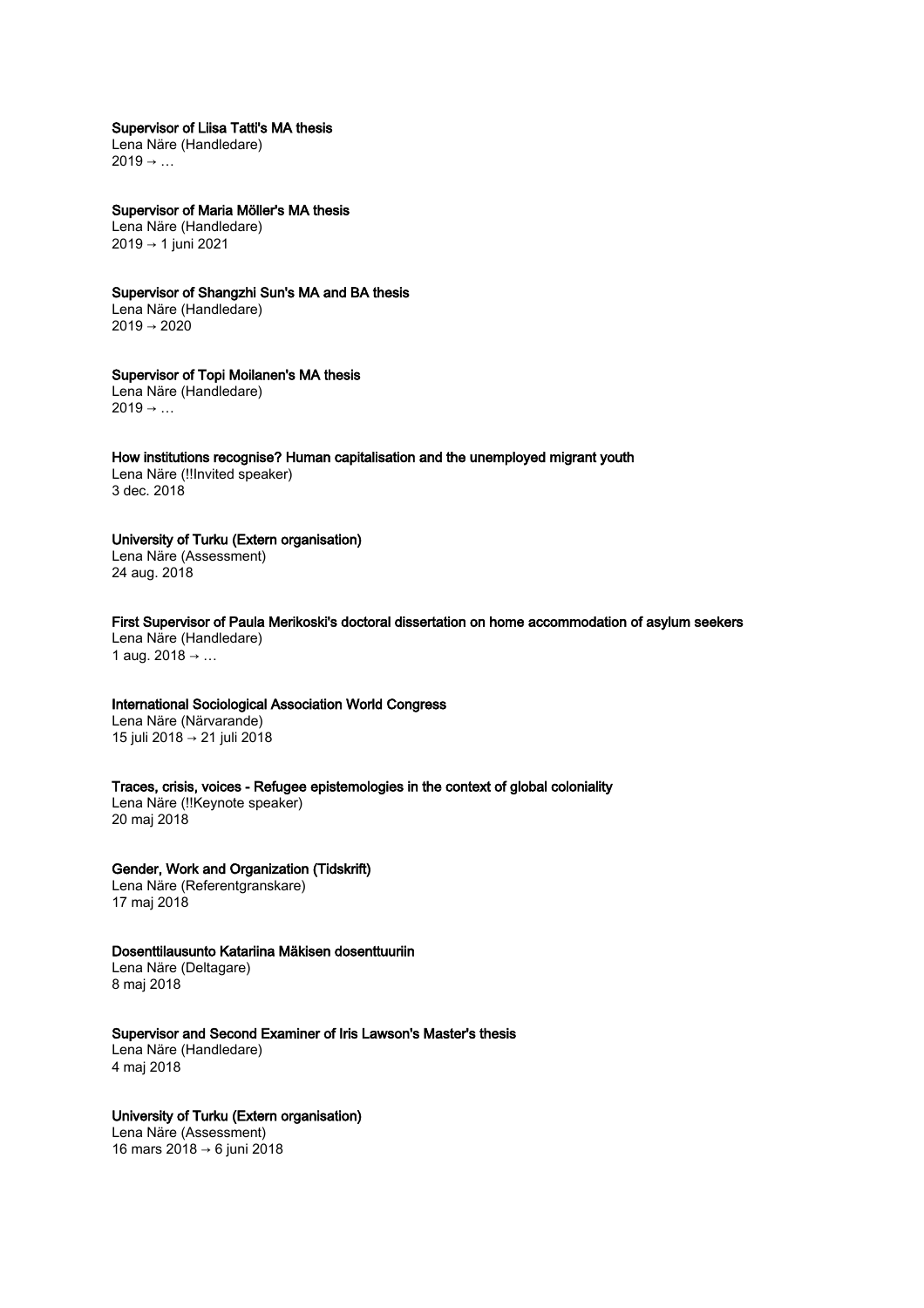**Supervisor of Liisa Tatti's MA thesis**
Lena Näre (Handledare)
2019 → …

**Supervisor of Maria Möller's MA thesis**
Lena Näre (Handledare)
2019 → 1 juni 2021

**Supervisor of Shangzhi Sun's MA and BA thesis**
Lena Näre (Handledare)
2019 → 2020

**Supervisor of Topi Moilanen's MA thesis**
Lena Näre (Handledare)
2019 → …

**How institutions recognise? Human capitalisation and the unemployed migrant youth**
Lena Näre (!!Invited speaker)
3 dec. 2018

**University of Turku (Extern organisation)**
Lena Näre (Assessment)
24 aug. 2018

**First Supervisor of Paula Merikoski's doctoral dissertation on home accommodation of asylum seekers**
Lena Näre (Handledare)
1 aug. 2018 → …

**International Sociological Association World Congress**
Lena Näre (Närvarande)
15 juli 2018 → 21 juli 2018

**Traces, crisis, voices - Refugee epistemologies in the context of global coloniality**
Lena Näre (!!Keynote speaker)
20 maj 2018

**Gender, Work and Organization (Tidskrift)**
Lena Näre (Referentgranskare)
17 maj 2018

**Dosenttilausunto Katariina Mäkisen dosenttuuriin**
Lena Näre (Deltagare)
8 maj 2018

**Supervisor and Second Examiner of Iris Lawson's Master's thesis**
Lena Näre (Handledare)
4 maj 2018

**University of Turku (Extern organisation)**
Lena Näre (Assessment)
16 mars 2018 → 6 juni 2018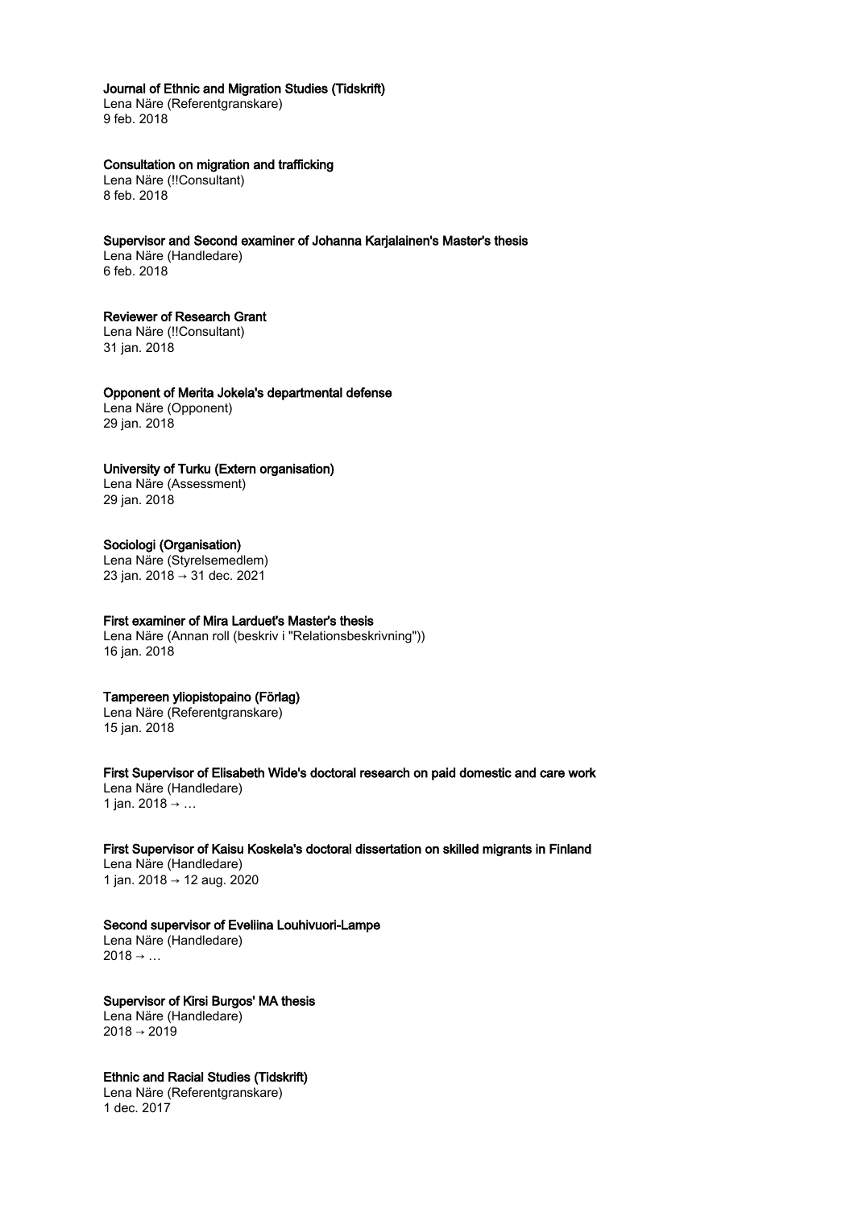**Journal of Ethnic and Migration Studies (Tidskrift)**
Lena Näre (Referentgranskare)
9 feb. 2018

**Consultation on migration and trafficking**
Lena Näre (!!Consultant)
8 feb. 2018

**Supervisor and Second examiner of Johanna Karjalainen's Master's thesis**
Lena Näre (Handledare)
6 feb. 2018

**Reviewer of Research Grant**
Lena Näre (!!Consultant)
31 jan. 2018

**Opponent of Merita Jokela's departmental defense**
Lena Näre (Opponent)
29 jan. 2018

**University of Turku (Extern organisation)**
Lena Näre (Assessment)
29 jan. 2018

**Sociologi (Organisation)**
Lena Näre (Styrelsemedlem)
23 jan. 2018 → 31 dec. 2021

**First examiner of Mira Larduet's Master's thesis**
Lena Näre (Annan roll (beskriv i "Relationsbeskrivning"))
16 jan. 2018

**Tampereen yliopistopaino (Förlag)**
Lena Näre (Referentgranskare)
15 jan. 2018

**First Supervisor of Elisabeth Wide's doctoral research on paid domestic and care work**
Lena Näre (Handledare)
1 jan. 2018 → …

**First Supervisor of Kaisu Koskela's doctoral dissertation on skilled migrants in Finland**
Lena Näre (Handledare)
1 jan. 2018 → 12 aug. 2020

**Second supervisor of Eveliina Louhivuori-Lampe**
Lena Näre (Handledare)
2018 → …

**Supervisor of Kirsi Burgos' MA thesis**
Lena Näre (Handledare)
2018 → 2019

**Ethnic and Racial Studies (Tidskrift)**
Lena Näre (Referentgranskare)
1 dec. 2017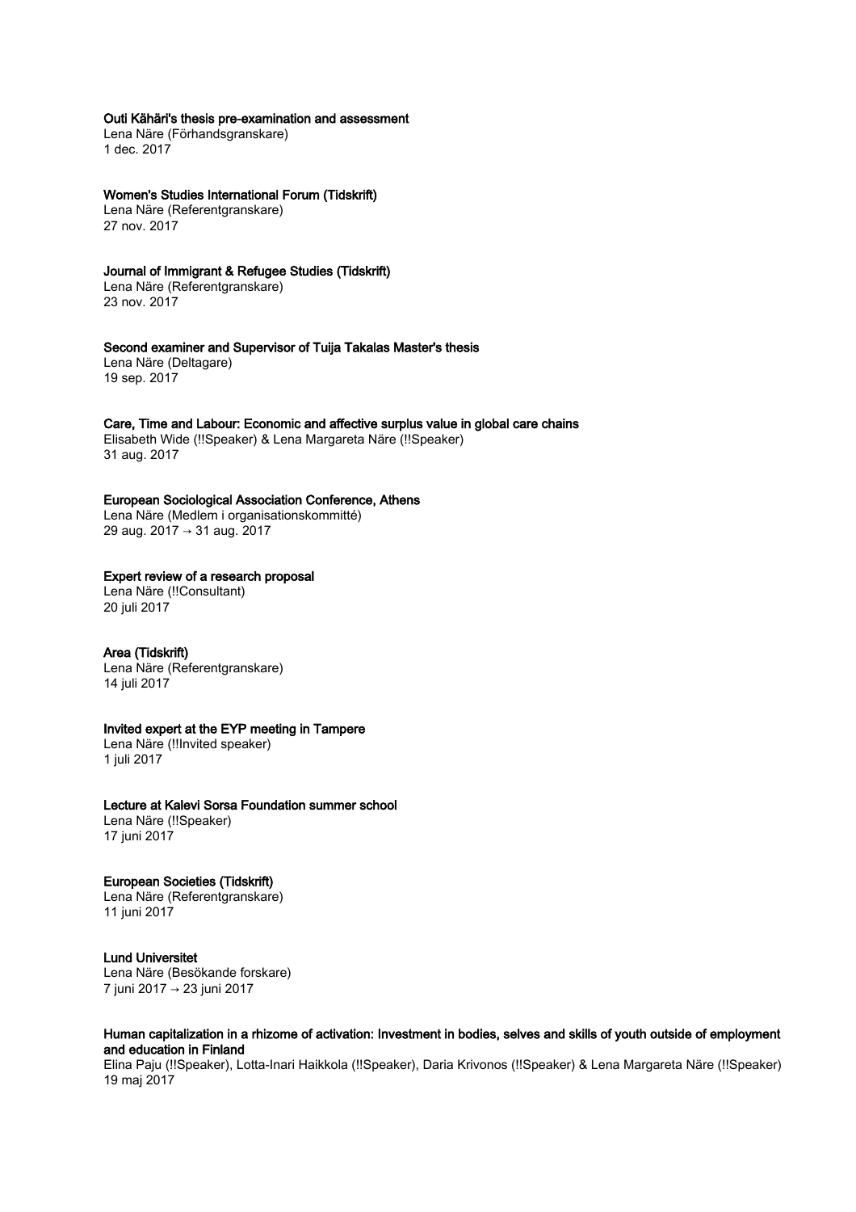**Outi Kähäri's thesis pre-examination and assessment**
Lena Näre (Förhandsgranskare)
1 dec. 2017

**Women's Studies International Forum (Tidskrift)**
Lena Näre (Referentgranskare)
27 nov. 2017

**Journal of Immigrant & Refugee Studies (Tidskrift)**
Lena Näre (Referentgranskare)
23 nov. 2017

**Second examiner and Supervisor of Tuija Takalas Master's thesis**
Lena Näre (Deltagare)
19 sep. 2017

**Care, Time and Labour: Economic and affective surplus value in global care chains**
Elisabeth Wide (!!Speaker) & Lena Margareta Näre (!!Speaker)
31 aug. 2017

**European Sociological Association Conference, Athens**
Lena Näre (Medlem i organisationskommitté)
29 aug. 2017 → 31 aug. 2017

**Expert review of a research proposal**
Lena Näre (!!Consultant)
20 juli 2017

**Area (Tidskrift)**
Lena Näre (Referentgranskare)
14 juli 2017

**Invited expert at the EYP meeting in Tampere**
Lena Näre (!!Invited speaker)
1 juli 2017

**Lecture at Kalevi Sorsa Foundation summer school**
Lena Näre (!!Speaker)
17 juni 2017

**European Societies (Tidskrift)**
Lena Näre (Referentgranskare)
11 juni 2017

**Lund Universitet**
Lena Näre (Besökande forskare)
7 juni 2017 → 23 juni 2017

**Human capitalization in a rhizome of activation: Investment in bodies, selves and skills of youth outside of employment and education in Finland**
Elina Paju (!!Speaker), Lotta-Inari Haikkola (!!Speaker), Daria Krivonos (!!Speaker) & Lena Margareta Näre (!!Speaker)
19 maj 2017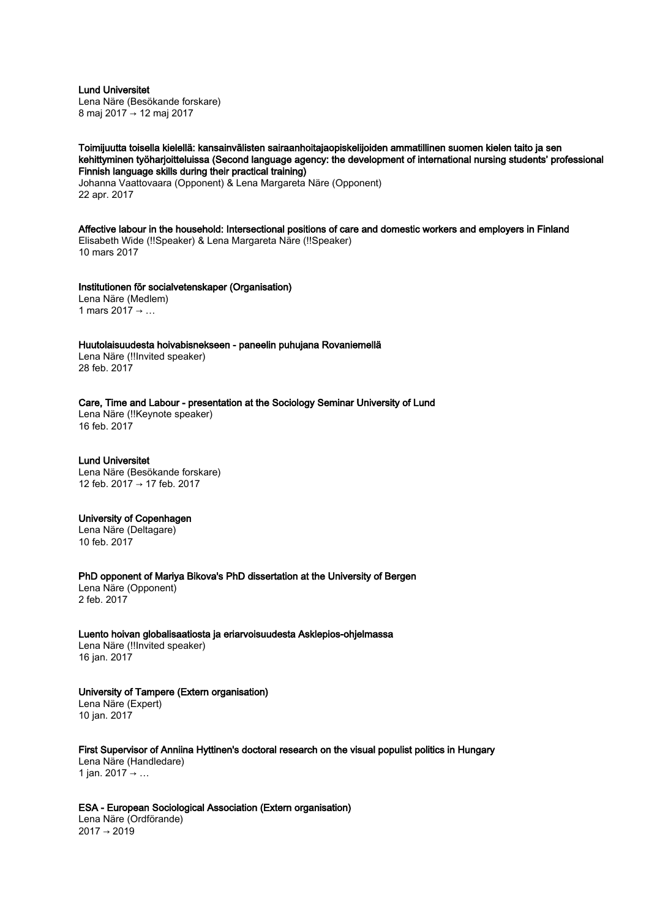**Lund Universitet**
Lena Näre (Besökande forskare)
8 maj 2017 → 12 maj 2017

**Toimijuutta toisella kielellä: kansainvälisten sairaanhoitajaopiskelijoiden ammatillinen suomen kielen taito ja sen kehittyminen työharjoitteluissa (Second language agency: the development of international nursing students' professional Finnish language skills during their practical training)**
Johanna Vaattovaara (Opponent) & Lena Margareta Näre (Opponent)
22 apr. 2017

**Affective labour in the household: Intersectional positions of care and domestic workers and employers in Finland**
Elisabeth Wide (!!Speaker) & Lena Margareta Näre (!!Speaker)
10 mars 2017

**Institutionen för socialvetenskaper (Organisation)**
Lena Näre (Medlem)
1 mars 2017 → …

**Huutolaisuudesta hoivabisnekseen - paneelin puhujana Rovaniemellä**
Lena Näre (!!Invited speaker)
28 feb. 2017

**Care, Time and Labour - presentation at the Sociology Seminar University of Lund**
Lena Näre (!!Keynote speaker)
16 feb. 2017

**Lund Universitet**
Lena Näre (Besökande forskare)
12 feb. 2017 → 17 feb. 2017

**University of Copenhagen**
Lena Näre (Deltagare)
10 feb. 2017

**PhD opponent of Mariya Bikova's PhD dissertation at the University of Bergen**
Lena Näre (Opponent)
2 feb. 2017

**Luento hoivan globalisaatiosta ja eriarvoisuudesta Asklepios-ohjelmassa**
Lena Näre (!!Invited speaker)
16 jan. 2017

**University of Tampere (Extern organisation)**
Lena Näre (Expert)
10 jan. 2017

**First Supervisor of Anniina Hyttinen's doctoral research on the visual populist politics in Hungary**
Lena Näre (Handledare)
1 jan. 2017 → …

**ESA - European Sociological Association (Extern organisation)**
Lena Näre (Ordförande)
2017 → 2019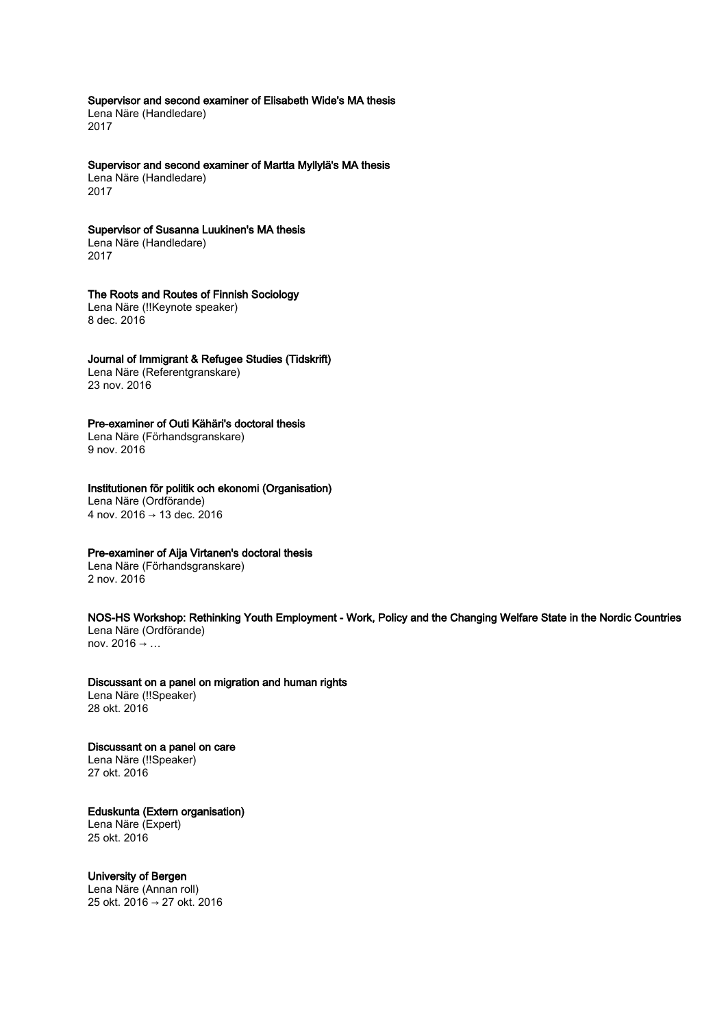**Supervisor and second examiner of Elisabeth Wide's MA thesis**
Lena Näre (Handledare)
2017

**Supervisor and second examiner of Martta Myllylä's MA thesis**
Lena Näre (Handledare)
2017

**Supervisor of Susanna Luukinen's MA thesis**
Lena Näre (Handledare)
2017

**The Roots and Routes of Finnish Sociology**
Lena Näre (!!Keynote speaker)
8 dec. 2016

**Journal of Immigrant & Refugee Studies (Tidskrift)**
Lena Näre (Referentgranskare)
23 nov. 2016

**Pre-examiner of Outi Kähäri's doctoral thesis**
Lena Näre (Förhandsgranskare)
9 nov. 2016

**Institutionen för politik och ekonomi (Organisation)**
Lena Näre (Ordförande)
4 nov. 2016 → 13 dec. 2016

**Pre-examiner of Aija Virtanen's doctoral thesis**
Lena Näre (Förhandsgranskare)
2 nov. 2016

**NOS-HS Workshop: Rethinking Youth Employment - Work, Policy and the Changing Welfare State in the Nordic Countries**
Lena Näre (Ordförande)
nov. 2016 → …

**Discussant on a panel on migration and human rights**
Lena Näre (!!Speaker)
28 okt. 2016

**Discussant on a panel on care**
Lena Näre (!!Speaker)
27 okt. 2016

**Eduskunta (Extern organisation)**
Lena Näre (Expert)
25 okt. 2016

**University of Bergen**
Lena Näre (Annan roll)
25 okt. 2016 → 27 okt. 2016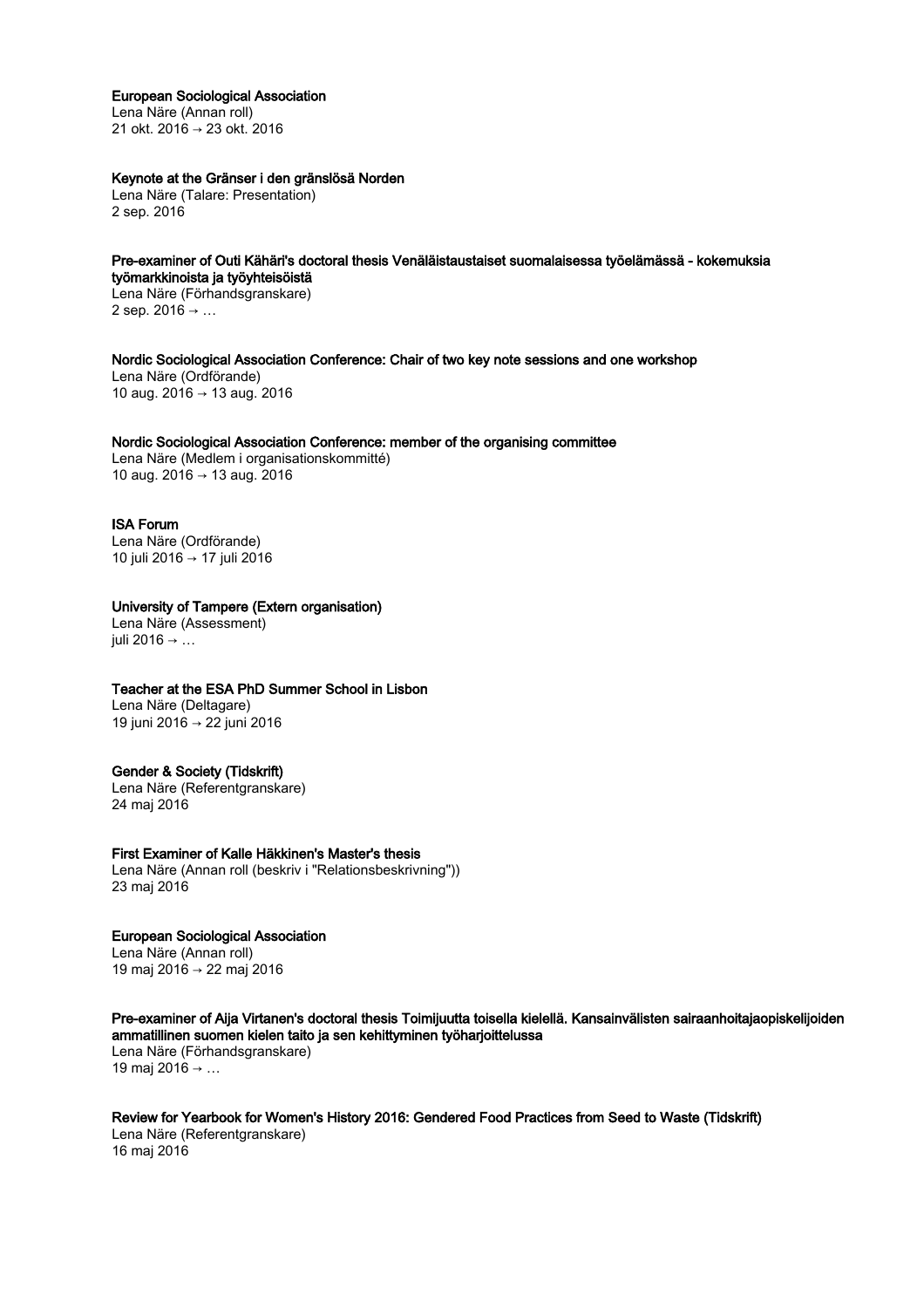**European Sociological Association**
Lena Näre (Annan roll)
21 okt. 2016 → 23 okt. 2016

**Keynote at the Gränser i den gränslösä Norden**
Lena Näre (Talare: Presentation)
2 sep. 2016

**Pre-examiner of Outi Kähäri's doctoral thesis Venäläistaustaiset suomalaisessa työelämässä - kokemuksia työmarkkinoista ja työyhteisöistä**
Lena Näre (Förhandsgranskare)
2 sep. 2016 → …

**Nordic Sociological Association Conference: Chair of two key note sessions and one workshop**
Lena Näre (Ordförande)
10 aug. 2016 → 13 aug. 2016

**Nordic Sociological Association Conference: member of the organising committee**
Lena Näre (Medlem i organisationskommitté)
10 aug. 2016 → 13 aug. 2016

**ISA Forum**
Lena Näre (Ordförande)
10 juli 2016 → 17 juli 2016

**University of Tampere (Extern organisation)**
Lena Näre (Assessment)
juli 2016 → …

**Teacher at the ESA PhD Summer School in Lisbon**
Lena Näre (Deltagare)
19 juni 2016 → 22 juni 2016

**Gender & Society (Tidskrift)**
Lena Näre (Referentgranskare)
24 maj 2016

**First Examiner of Kalle Häkkinen's Master's thesis**
Lena Näre (Annan roll (beskriv i "Relationsbeskrivning"))
23 maj 2016

**European Sociological Association**
Lena Näre (Annan roll)
19 maj 2016 → 22 maj 2016

**Pre-examiner of Aija Virtanen's doctoral thesis Toimijuutta toisella kielellä. Kansainvälisten sairaanhoitajaopiskelijoiden ammatillinen suomen kielen taito ja sen kehittyminen työharjoittelussa**
Lena Näre (Förhandsgranskare)
19 maj 2016 → …

**Review for Yearbook for Women's History 2016: Gendered Food Practices from Seed to Waste (Tidskrift)**
Lena Näre (Referentgranskare)
16 maj 2016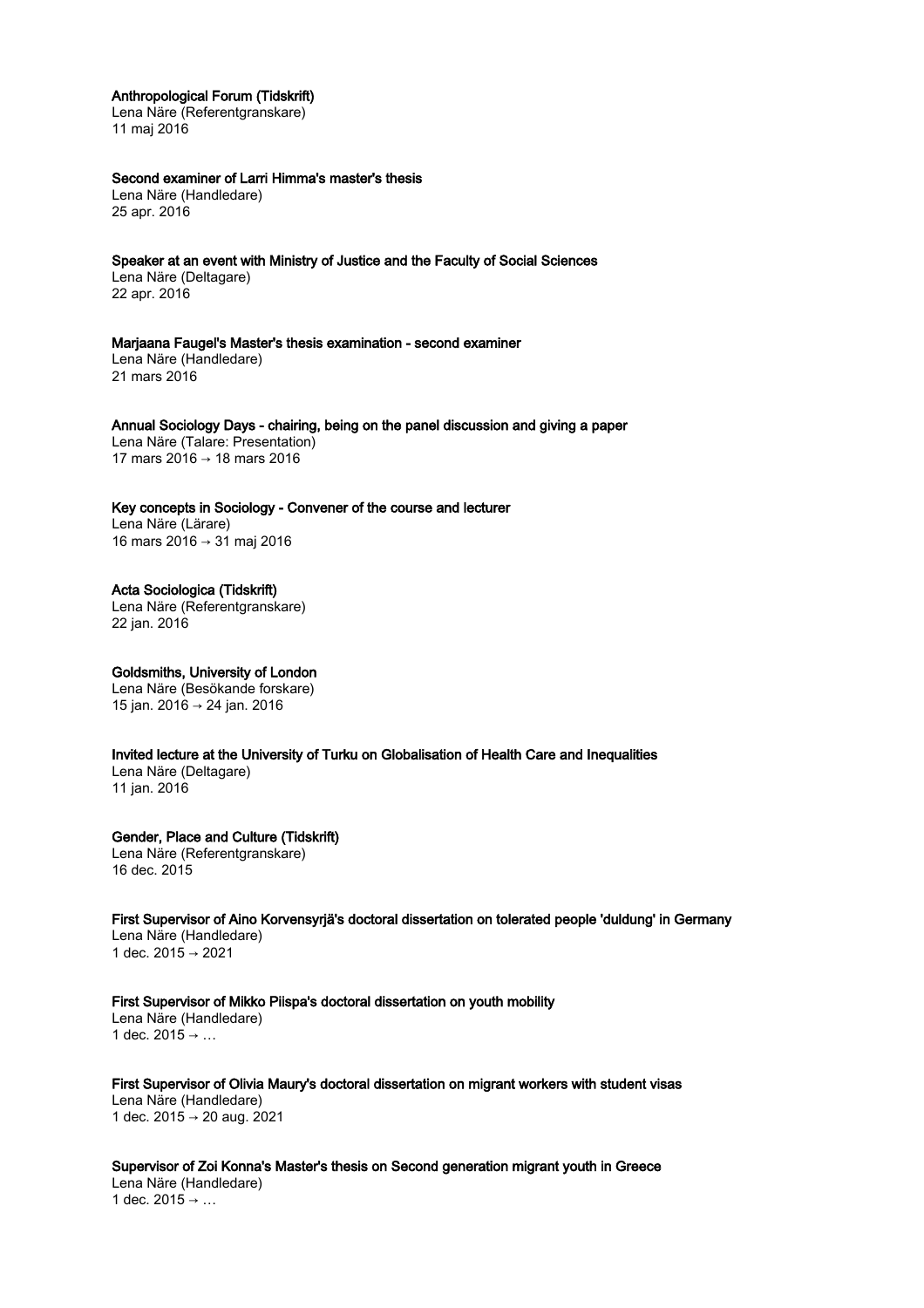### Anthropological Forum (Tidskrift)
Lena Näre (Referentgranskare)
11 maj 2016

### Second examiner of Larri Himma's master's thesis
Lena Näre (Handledare)
25 apr. 2016

### Speaker at an event with Ministry of Justice and the Faculty of Social Sciences
Lena Näre (Deltagare)
22 apr. 2016

### Marjaana Faugel's Master's thesis examination - second examiner
Lena Näre (Handledare)
21 mars 2016

### Annual Sociology Days - chairing, being on the panel discussion and giving a paper
Lena Näre (Talare: Presentation)
17 mars 2016 → 18 mars 2016

### Key concepts in Sociology - Convener of the course and lecturer
Lena Näre (Lärare)
16 mars 2016 → 31 maj 2016

### Acta Sociologica (Tidskrift)
Lena Näre (Referentgranskare)
22 jan. 2016

### Goldsmiths, University of London
Lena Näre (Besökande forskare)
15 jan. 2016 → 24 jan. 2016

### Invited lecture at the University of Turku on Globalisation of Health Care and Inequalities
Lena Näre (Deltagare)
11 jan. 2016

### Gender, Place and Culture (Tidskrift)
Lena Näre (Referentgranskare)
16 dec. 2015

### First Supervisor of Aino Korvensyrjä's doctoral dissertation on tolerated people 'duldung' in Germany
Lena Näre (Handledare)
1 dec. 2015 → 2021

### First Supervisor of Mikko Piispa's doctoral dissertation on youth mobility
Lena Näre (Handledare)
1 dec. 2015 → …

### First Supervisor of Olivia Maury's doctoral dissertation on migrant workers with student visas
Lena Näre (Handledare)
1 dec. 2015 → 20 aug. 2021

### Supervisor of Zoi Konna's Master's thesis on Second generation migrant youth in Greece
Lena Näre (Handledare)
1 dec. 2015 → …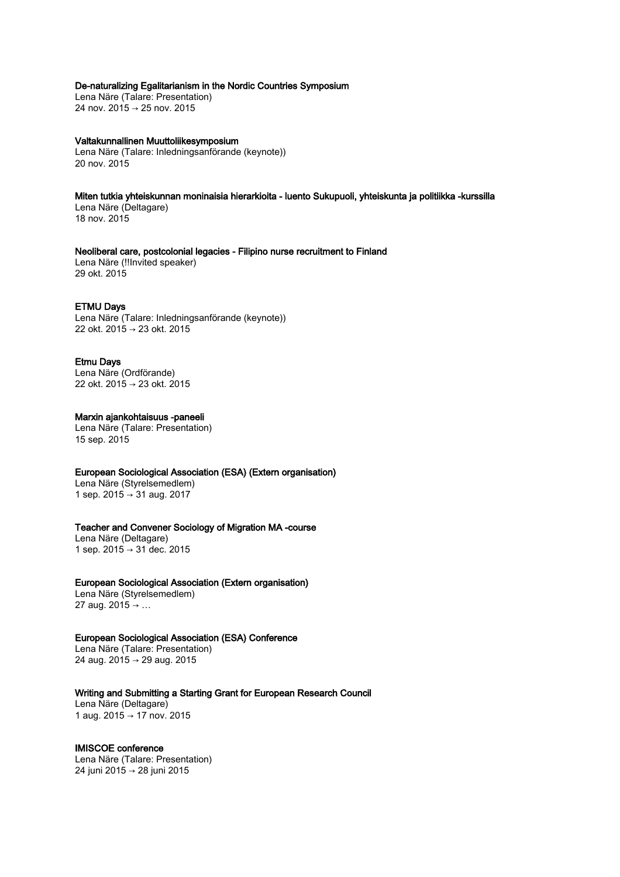### De-naturalizing Egalitarianism in the Nordic Countries Symposium

Lena Näre (Talare: Presentation)
24 nov. 2015 → 25 nov. 2015

### Valtakunnallinen Muuttoliikesymposium

Lena Näre (Talare: Inledningsanförande (keynote))
20 nov. 2015

### Miten tutkia yhteiskunnan moninaisia hierarkioita - luento Sukupuoli, yhteiskunta ja politiikka -kurssilla

Lena Näre (Deltagare)
18 nov. 2015

### Neoliberal care, postcolonial legacies - Filipino nurse recruitment to Finland

Lena Näre (!!Invited speaker)
29 okt. 2015

### ETMU Days

Lena Näre (Talare: Inledningsanförande (keynote))
22 okt. 2015 → 23 okt. 2015

### Etmu Days

Lena Näre (Ordförande)
22 okt. 2015 → 23 okt. 2015

### Marxin ajankohtaisuus -paneeli

Lena Näre (Talare: Presentation)
15 sep. 2015

### European Sociological Association (ESA) (Extern organisation)

Lena Näre (Styrelsemedlem)
1 sep. 2015 → 31 aug. 2017

### Teacher and Convener Sociology of Migration MA -course

Lena Näre (Deltagare)
1 sep. 2015 → 31 dec. 2015

### European Sociological Association (Extern organisation)

Lena Näre (Styrelsemedlem)
27 aug. 2015 → …

### European Sociological Association (ESA) Conference

Lena Näre (Talare: Presentation)
24 aug. 2015 → 29 aug. 2015

### Writing and Submitting a Starting Grant for European Research Council

Lena Näre (Deltagare)
1 aug. 2015 → 17 nov. 2015

### IMISCOE conference

Lena Näre (Talare: Presentation)
24 juni 2015 → 28 juni 2015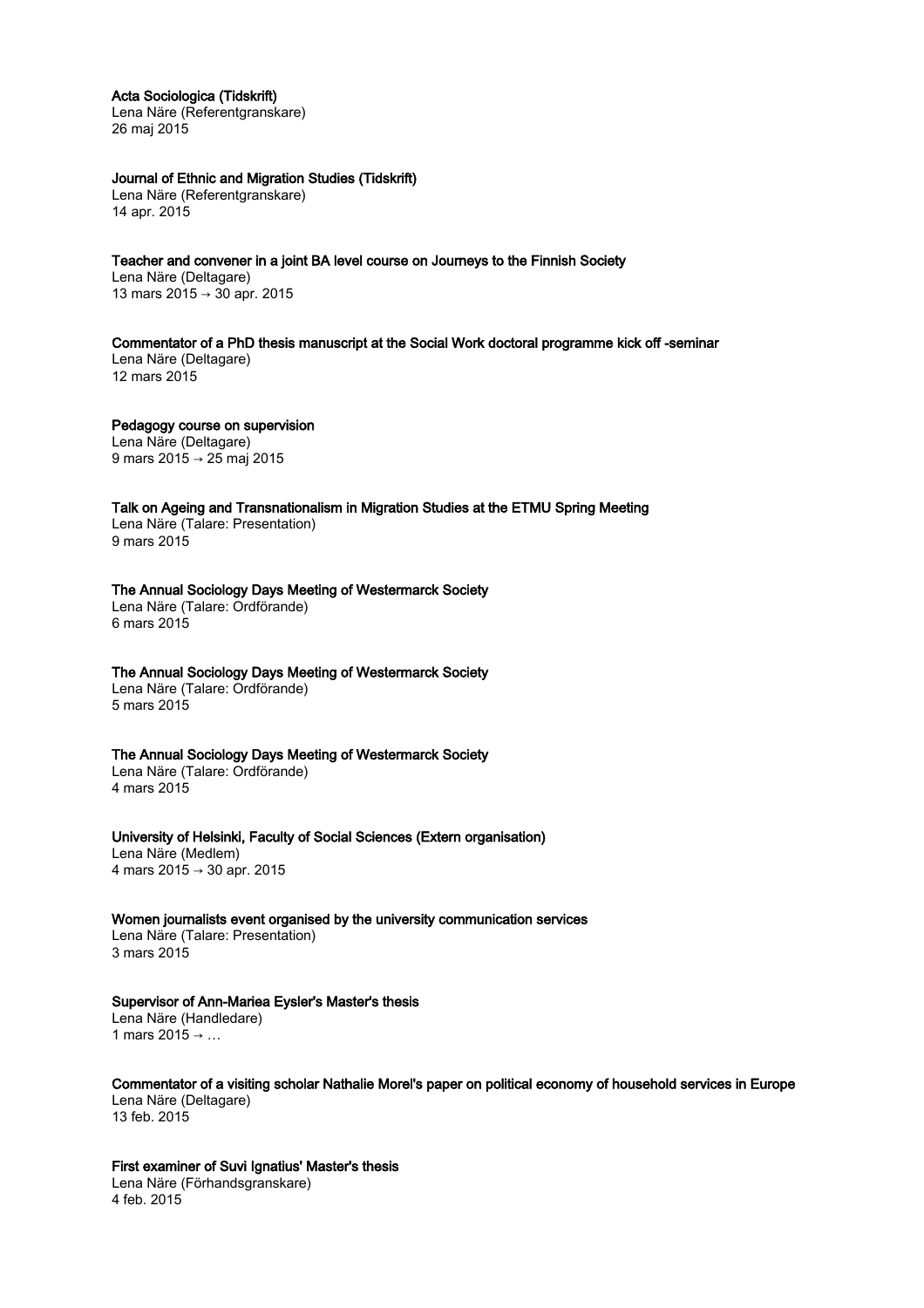**Acta Sociologica (Tidskrift)**
Lena Näre (Referentgranskare)
26 maj 2015

**Journal of Ethnic and Migration Studies (Tidskrift)**
Lena Näre (Referentgranskare)
14 apr. 2015

**Teacher and convener in a joint BA level course on Journeys to the Finnish Society**
Lena Näre (Deltagare)
13 mars 2015 → 30 apr. 2015

**Commentator of a PhD thesis manuscript at the Social Work doctoral programme kick off -seminar**
Lena Näre (Deltagare)
12 mars 2015

**Pedagogy course on supervision**
Lena Näre (Deltagare)
9 mars 2015 → 25 maj 2015

**Talk on Ageing and Transnationalism in Migration Studies at the ETMU Spring Meeting**
Lena Näre (Talare: Presentation)
9 mars 2015

**The Annual Sociology Days Meeting of Westermarck Society**
Lena Näre (Talare: Ordförande)
6 mars 2015

**The Annual Sociology Days Meeting of Westermarck Society**
Lena Näre (Talare: Ordförande)
5 mars 2015

**The Annual Sociology Days Meeting of Westermarck Society**
Lena Näre (Talare: Ordförande)
4 mars 2015

**University of Helsinki, Faculty of Social Sciences (Extern organisation)**
Lena Näre (Medlem)
4 mars 2015 → 30 apr. 2015

**Women journalists event organised by the university communication services**
Lena Näre (Talare: Presentation)
3 mars 2015

**Supervisor of Ann-Mariea Eysler's Master's thesis**
Lena Näre (Handledare)
1 mars 2015 → …

**Commentator of a visiting scholar Nathalie Morel's paper on political economy of household services in Europe**
Lena Näre (Deltagare)
13 feb. 2015

**First examiner of Suvi Ignatius' Master's thesis**
Lena Näre (Förhandsgranskare)
4 feb. 2015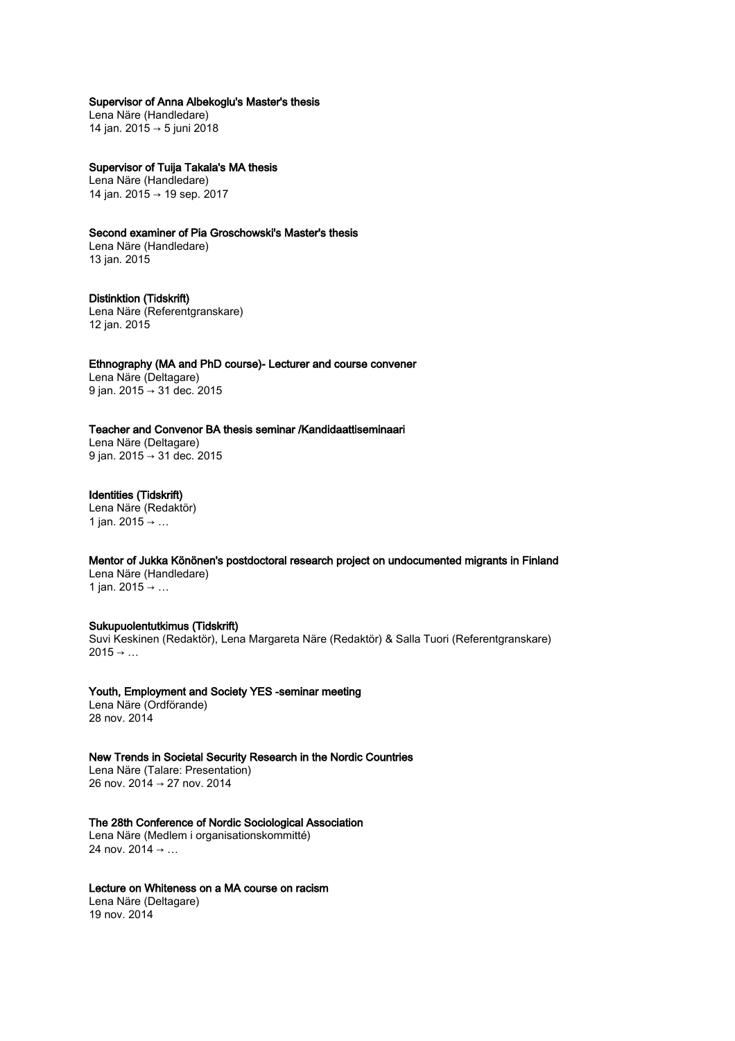**Supervisor of Anna Albekoglu's Master's thesis**
Lena Näre (Handledare)
14 jan. 2015 → 5 juni 2018

**Supervisor of Tuija Takala's MA thesis**
Lena Näre (Handledare)
14 jan. 2015 → 19 sep. 2017

**Second examiner of Pia Groschowski's Master's thesis**
Lena Näre (Handledare)
13 jan. 2015

**Distinktion (Tidskrift)**
Lena Näre (Referentgranskare)
12 jan. 2015

**Ethnography (MA and PhD course)- Lecturer and course convener**
Lena Näre (Deltagare)
9 jan. 2015 → 31 dec. 2015

**Teacher and Convenor BA thesis seminar /Kandidaattiseminaari**
Lena Näre (Deltagare)
9 jan. 2015 → 31 dec. 2015

**Identities (Tidskrift)**
Lena Näre (Redaktör)
1 jan. 2015 → …

**Mentor of Jukka Könönen's postdoctoral research project on undocumented migrants in Finland**
Lena Näre (Handledare)
1 jan. 2015 → …

**Sukupuolentutkimus (Tidskrift)**
Suvi Keskinen (Redaktör), Lena Margareta Näre (Redaktör) & Salla Tuori (Referentgranskare)
2015 → …

**Youth, Employment and Society YES -seminar meeting**
Lena Näre (Ordförande)
28 nov. 2014

**New Trends in Societal Security Research in the Nordic Countries**
Lena Näre (Talare: Presentation)
26 nov. 2014 → 27 nov. 2014

**The 28th Conference of Nordic Sociological Association**
Lena Näre (Medlem i organisationskommitté)
24 nov. 2014 → …

**Lecture on Whiteness on a MA course on racism**
Lena Näre (Deltagare)
19 nov. 2014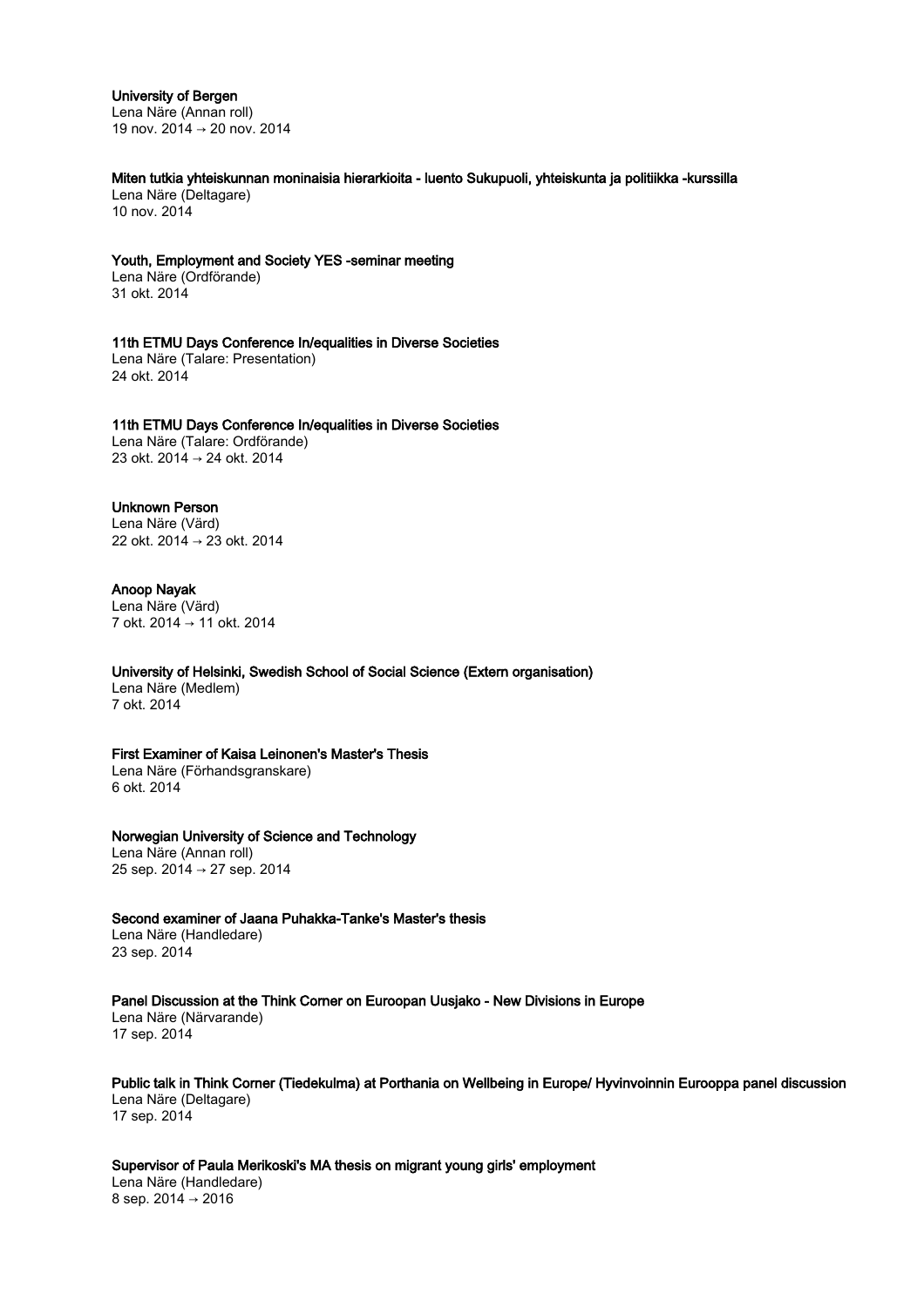**University of Bergen**
Lena Näre (Annan roll)
19 nov. 2014 → 20 nov. 2014

**Miten tutkia yhteiskunnan moninaisia hierarkioita - luento Sukupuoli, yhteiskunta ja politiikka -kurssilla**
Lena Näre (Deltagare)
10 nov. 2014

**Youth, Employment and Society YES -seminar meeting**
Lena Näre (Ordförande)
31 okt. 2014

**11th ETMU Days Conference In/equalities in Diverse Societies**
Lena Näre (Talare: Presentation)
24 okt. 2014

**11th ETMU Days Conference In/equalities in Diverse Societies**
Lena Näre (Talare: Ordförande)
23 okt. 2014 → 24 okt. 2014

**Unknown Person**
Lena Näre (Värd)
22 okt. 2014 → 23 okt. 2014

**Anoop Nayak**
Lena Näre (Värd)
7 okt. 2014 → 11 okt. 2014

**University of Helsinki, Swedish School of Social Science (Extern organisation)**
Lena Näre (Medlem)
7 okt. 2014

**First Examiner of Kaisa Leinonen's Master's Thesis**
Lena Näre (Förhandsgranskare)
6 okt. 2014

**Norwegian University of Science and Technology**
Lena Näre (Annan roll)
25 sep. 2014 → 27 sep. 2014

**Second examiner of Jaana Puhakka-Tanke's Master's thesis**
Lena Näre (Handledare)
23 sep. 2014

**Panel Discussion at the Think Corner on Euroopan Uusjako - New Divisions in Europe**
Lena Näre (Närvarande)
17 sep. 2014

**Public talk in Think Corner (Tiedekulma) at Porthania on Wellbeing in Europe/ Hyvinvoinnin Eurooppa panel discussion**
Lena Näre (Deltagare)
17 sep. 2014

**Supervisor of Paula Merikoski's MA thesis on migrant young girls' employment**
Lena Näre (Handledare)
8 sep. 2014 → 2016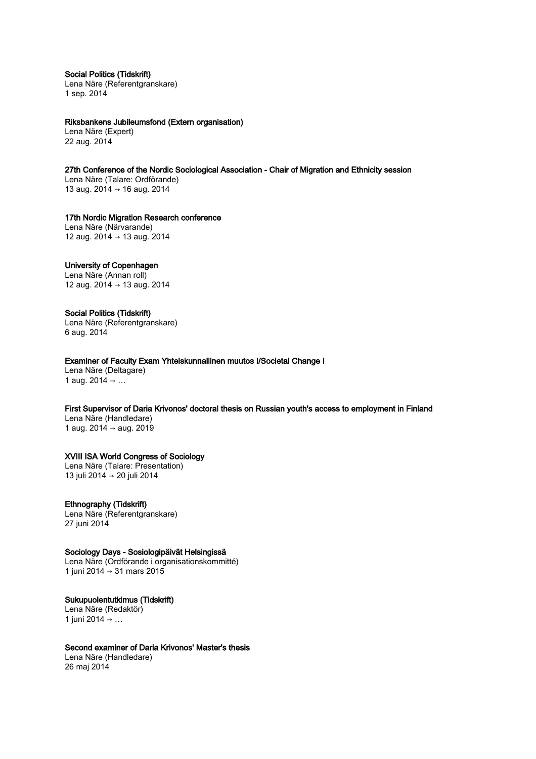**Social Politics (Tidskrift)**
Lena Näre (Referentgranskare)
1 sep. 2014

**Riksbankens Jubileumsfond (Extern organisation)**
Lena Näre (Expert)
22 aug. 2014

**27th Conference of the Nordic Sociological Association - Chair of Migration and Ethnicity session**
Lena Näre (Talare: Ordförande)
13 aug. 2014 → 16 aug. 2014

**17th Nordic Migration Research conference**
Lena Näre (Närvarande)
12 aug. 2014 → 13 aug. 2014

**University of Copenhagen**
Lena Näre (Annan roll)
12 aug. 2014 → 13 aug. 2014

**Social Politics (Tidskrift)**
Lena Näre (Referentgranskare)
6 aug. 2014

**Examiner of Faculty Exam Yhteiskunnallinen muutos I/Societal Change I**
Lena Näre (Deltagare)
1 aug. 2014 → …

**First Supervisor of Daria Krivonos' doctoral thesis on Russian youth's access to employment in Finland**
Lena Näre (Handledare)
1 aug. 2014 → aug. 2019

**XVIII ISA World Congress of Sociology**
Lena Näre (Talare: Presentation)
13 juli 2014 → 20 juli 2014

**Ethnography (Tidskrift)**
Lena Näre (Referentgranskare)
27 juni 2014

**Sociology Days - Sosiologipäivät Helsingissä**
Lena Näre (Ordförande i organisationskommitté)
1 juni 2014 → 31 mars 2015

**Sukupuolentutkimus (Tidskrift)**
Lena Näre (Redaktör)
1 juni 2014 → …

**Second examiner of Daria Krivonos' Master's thesis**
Lena Näre (Handledare)
26 maj 2014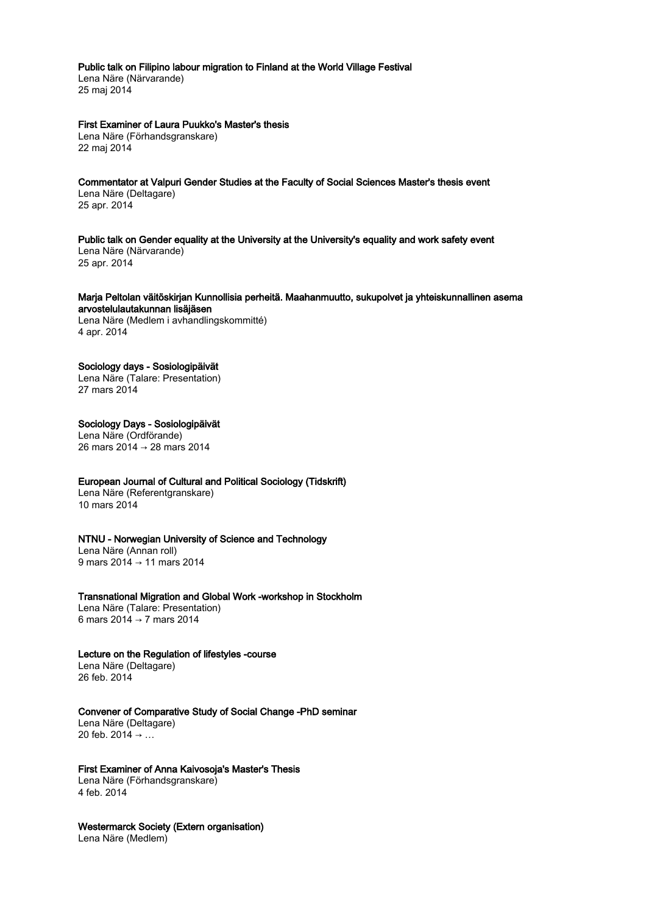**Public talk on Filipino labour migration to Finland at the World Village Festival**
Lena Näre (Närvarande)
25 maj 2014

**First Examiner of Laura Puukko's Master's thesis**
Lena Näre (Förhandsgranskare)
22 maj 2014

**Commentator at Valpuri Gender Studies at the Faculty of Social Sciences Master's thesis event**
Lena Näre (Deltagare)
25 apr. 2014

**Public talk on Gender equality at the University at the University's equality and work safety event**
Lena Näre (Närvarande)
25 apr. 2014

**Marja Peltolan väitöskirjan Kunnollisia perheitä. Maahanmuutto, sukupolvet ja yhteiskunnallinen asema arvostelulautakunnan lisäjäsen**
Lena Näre (Medlem i avhandlingskommitté)
4 apr. 2014

**Sociology days - Sosiologipäivät**
Lena Näre (Talare: Presentation)
27 mars 2014

**Sociology Days - Sosiologipäivät**
Lena Näre (Ordförande)
26 mars 2014 → 28 mars 2014

**European Journal of Cultural and Political Sociology (Tidskrift)**
Lena Näre (Referentgranskare)
10 mars 2014

**NTNU - Norwegian University of Science and Technology**
Lena Näre (Annan roll)
9 mars 2014 → 11 mars 2014

**Transnational Migration and Global Work -workshop in Stockholm**
Lena Näre (Talare: Presentation)
6 mars 2014 → 7 mars 2014

**Lecture on the Regulation of lifestyles -course**
Lena Näre (Deltagare)
26 feb. 2014

**Convener of Comparative Study of Social Change -PhD seminar**
Lena Näre (Deltagare)
20 feb. 2014 → …

**First Examiner of Anna Kaivosoja's Master's Thesis**
Lena Näre (Förhandsgranskare)
4 feb. 2014

**Westermarck Society (Extern organisation)**
Lena Näre (Medlem)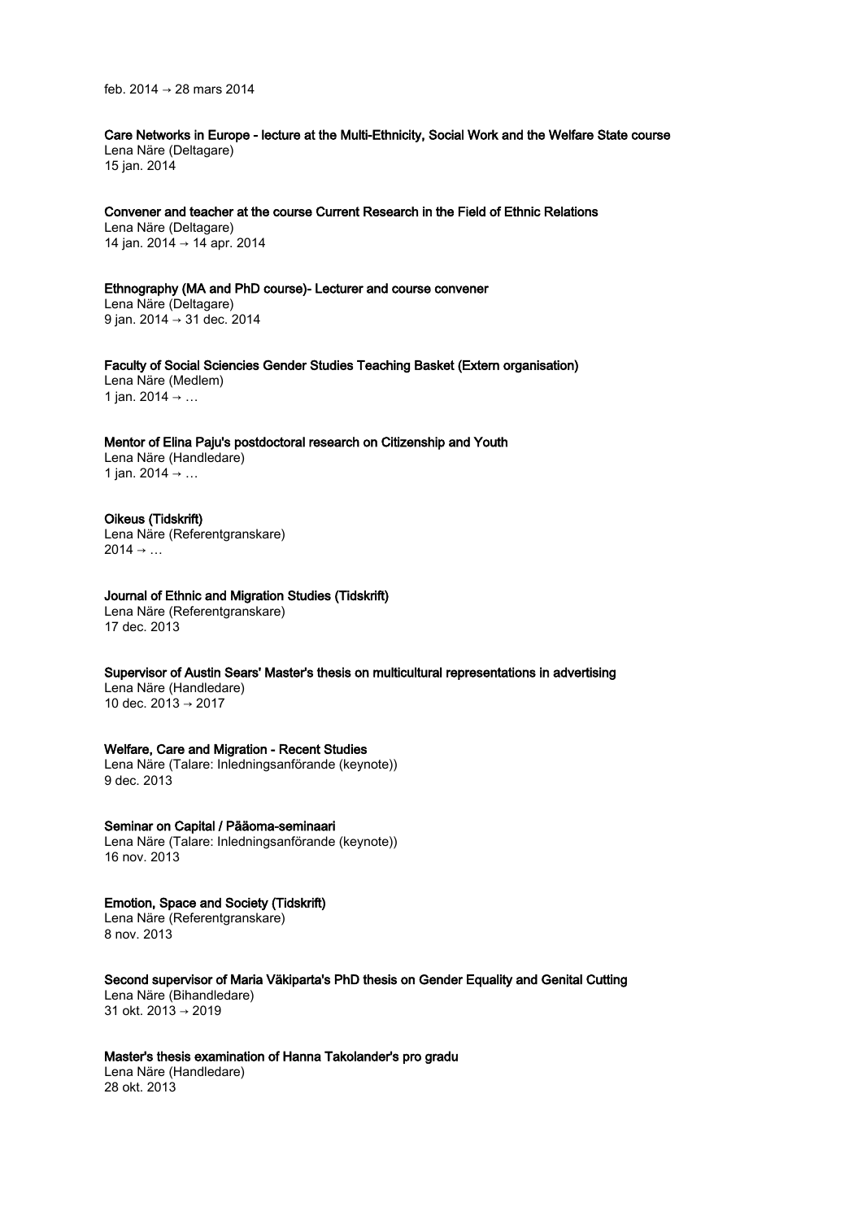feb. 2014 → 28 mars 2014

**Care Networks in Europe - lecture at the Multi-Ethnicity, Social Work and the Welfare State course**
Lena Näre (Deltagare)
15 jan. 2014

**Convener and teacher at the course Current Research in the Field of Ethnic Relations**
Lena Näre (Deltagare)
14 jan. 2014 → 14 apr. 2014

**Ethnography (MA and PhD course)- Lecturer and course convener**
Lena Näre (Deltagare)
9 jan. 2014 → 31 dec. 2014

**Faculty of Social Sciencies Gender Studies Teaching Basket (Extern organisation)**
Lena Näre (Medlem)
1 jan. 2014 → …

**Mentor of Elina Paju's postdoctoral research on Citizenship and Youth**
Lena Näre (Handledare)
1 jan. 2014 → …

**Oikeus (Tidskrift)**
Lena Näre (Referentgranskare)
2014 → …

**Journal of Ethnic and Migration Studies (Tidskrift)**
Lena Näre (Referentgranskare)
17 dec. 2013

**Supervisor of Austin Sears' Master's thesis on multicultural representations in advertising**
Lena Näre (Handledare)
10 dec. 2013 → 2017

**Welfare, Care and Migration - Recent Studies**
Lena Näre (Talare: Inledningsanförande (keynote))
9 dec. 2013

**Seminar on Capital / Pääoma-seminaari**
Lena Näre (Talare: Inledningsanförande (keynote))
16 nov. 2013

**Emotion, Space and Society (Tidskrift)**
Lena Näre (Referentgranskare)
8 nov. 2013

**Second supervisor of Maria Väkiparta's PhD thesis on Gender Equality and Genital Cutting**
Lena Näre (Bihandledare)
31 okt. 2013 → 2019

**Master's thesis examination of Hanna Takolander's pro gradu**
Lena Näre (Handledare)
28 okt. 2013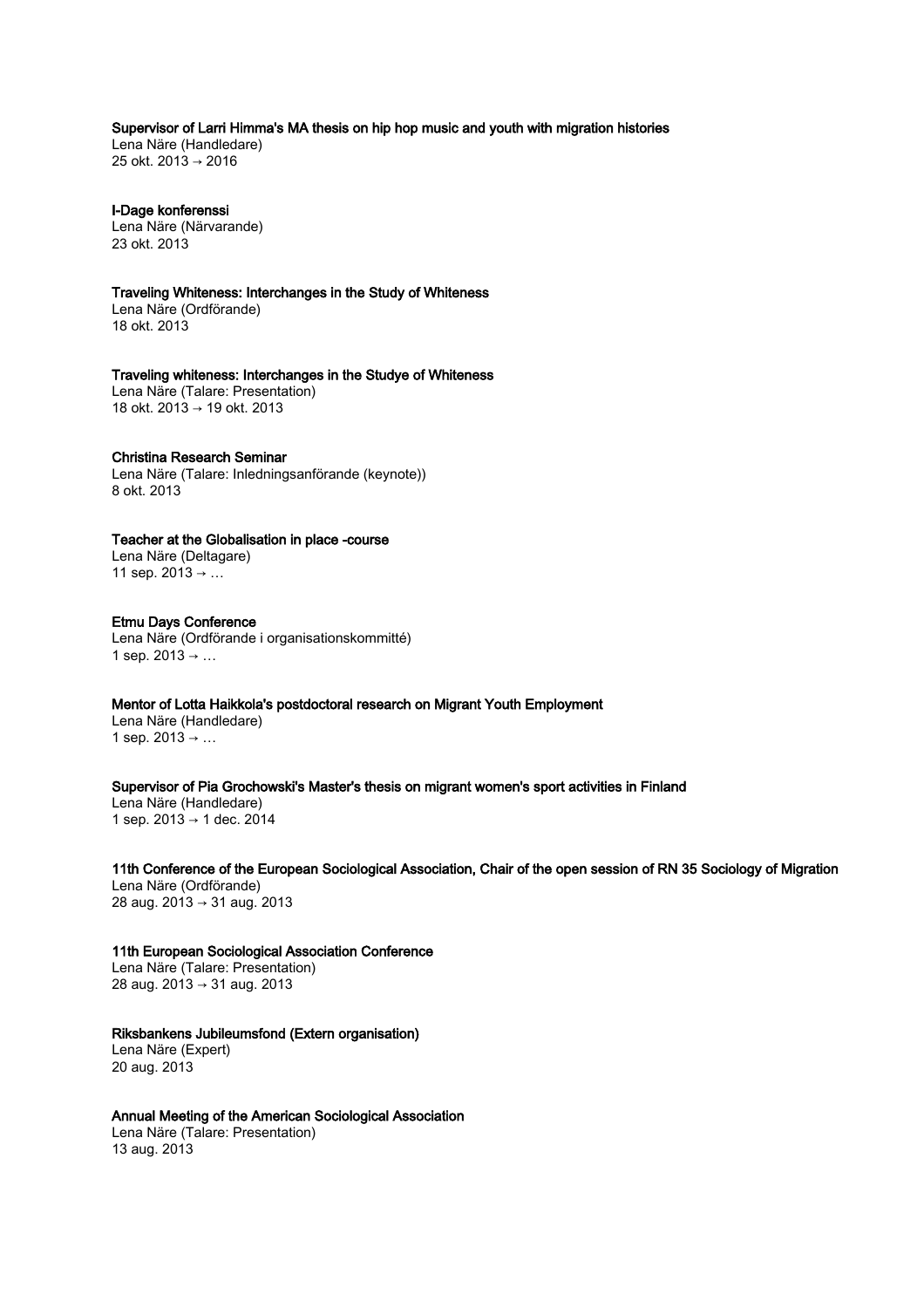**Supervisor of Larri Himma's MA thesis on hip hop music and youth with migration histories**
Lena Näre (Handledare)
25 okt. 2013 → 2016

**I-Dage konferenssi**
Lena Näre (Närvarande)
23 okt. 2013

**Traveling Whiteness: Interchanges in the Study of Whiteness**
Lena Näre (Ordförande)
18 okt. 2013

**Traveling whiteness: Interchanges in the Studye of Whiteness**
Lena Näre (Talare: Presentation)
18 okt. 2013 → 19 okt. 2013

**Christina Research Seminar**
Lena Näre (Talare: Inledningsanförande (keynote))
8 okt. 2013

**Teacher at the Globalisation in place -course**
Lena Näre (Deltagare)
11 sep. 2013 → …

**Etmu Days Conference**
Lena Näre (Ordförande i organisationskommitté)
1 sep. 2013 → …

**Mentor of Lotta Haikkola's postdoctoral research on Migrant Youth Employment**
Lena Näre (Handledare)
1 sep. 2013 → …

**Supervisor of Pia Grochowski's Master's thesis on migrant women's sport activities in Finland**
Lena Näre (Handledare)
1 sep. 2013 → 1 dec. 2014

**11th Conference of the European Sociological Association, Chair of the open session of RN 35 Sociology of Migration**
Lena Näre (Ordförande)
28 aug. 2013 → 31 aug. 2013

**11th European Sociological Association Conference**
Lena Näre (Talare: Presentation)
28 aug. 2013 → 31 aug. 2013

**Riksbankens Jubileumsfond (Extern organisation)**
Lena Näre (Expert)
20 aug. 2013

**Annual Meeting of the American Sociological Association**
Lena Näre (Talare: Presentation)
13 aug. 2013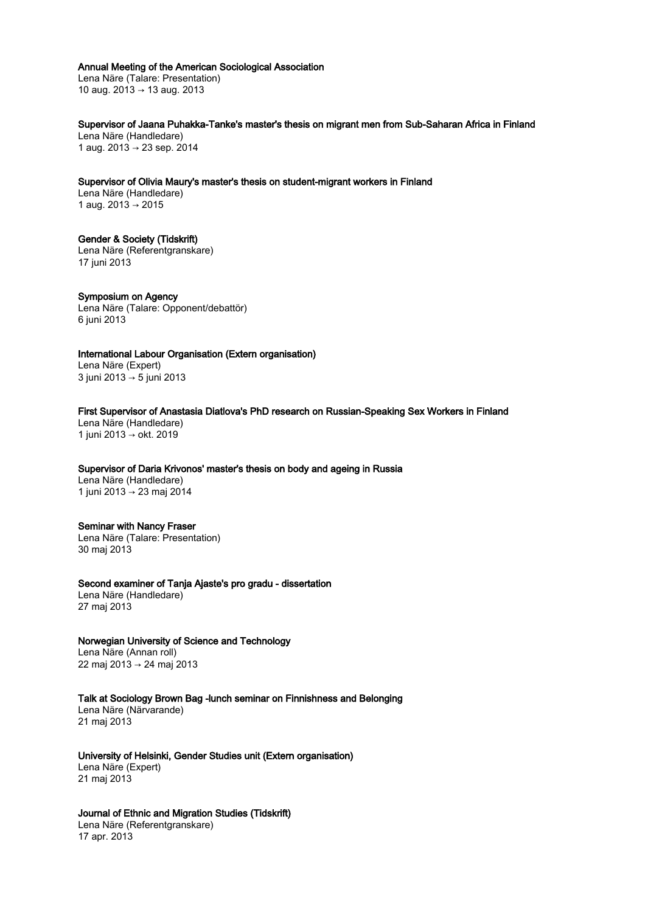**Annual Meeting of the American Sociological Association**
Lena Näre (Talare: Presentation)
10 aug. 2013 → 13 aug. 2013

**Supervisor of Jaana Puhakka-Tanke's master's thesis on migrant men from Sub-Saharan Africa in Finland**
Lena Näre (Handledare)
1 aug. 2013 → 23 sep. 2014

**Supervisor of Olivia Maury's master's thesis on student-migrant workers in Finland**
Lena Näre (Handledare)
1 aug. 2013 → 2015

**Gender & Society (Tidskrift)**
Lena Näre (Referentgranskare)
17 juni 2013

**Symposium on Agency**
Lena Näre (Talare: Opponent/debattör)
6 juni 2013

**International Labour Organisation (Extern organisation)**
Lena Näre (Expert)
3 juni 2013 → 5 juni 2013

**First Supervisor of Anastasia Diatlova's PhD research on Russian-Speaking Sex Workers in Finland**
Lena Näre (Handledare)
1 juni 2013 → okt. 2019

**Supervisor of Daria Krivonos' master's thesis on body and ageing in Russia**
Lena Näre (Handledare)
1 juni 2013 → 23 maj 2014

**Seminar with Nancy Fraser**
Lena Näre (Talare: Presentation)
30 maj 2013

**Second examiner of Tanja Ajaste's pro gradu - dissertation**
Lena Näre (Handledare)
27 maj 2013

**Norwegian University of Science and Technology**
Lena Näre (Annan roll)
22 maj 2013 → 24 maj 2013

**Talk at Sociology Brown Bag -lunch seminar on Finnishness and Belonging**
Lena Näre (Närvarande)
21 maj 2013

**University of Helsinki, Gender Studies unit (Extern organisation)**
Lena Näre (Expert)
21 maj 2013

**Journal of Ethnic and Migration Studies (Tidskrift)**
Lena Näre (Referentgranskare)
17 apr. 2013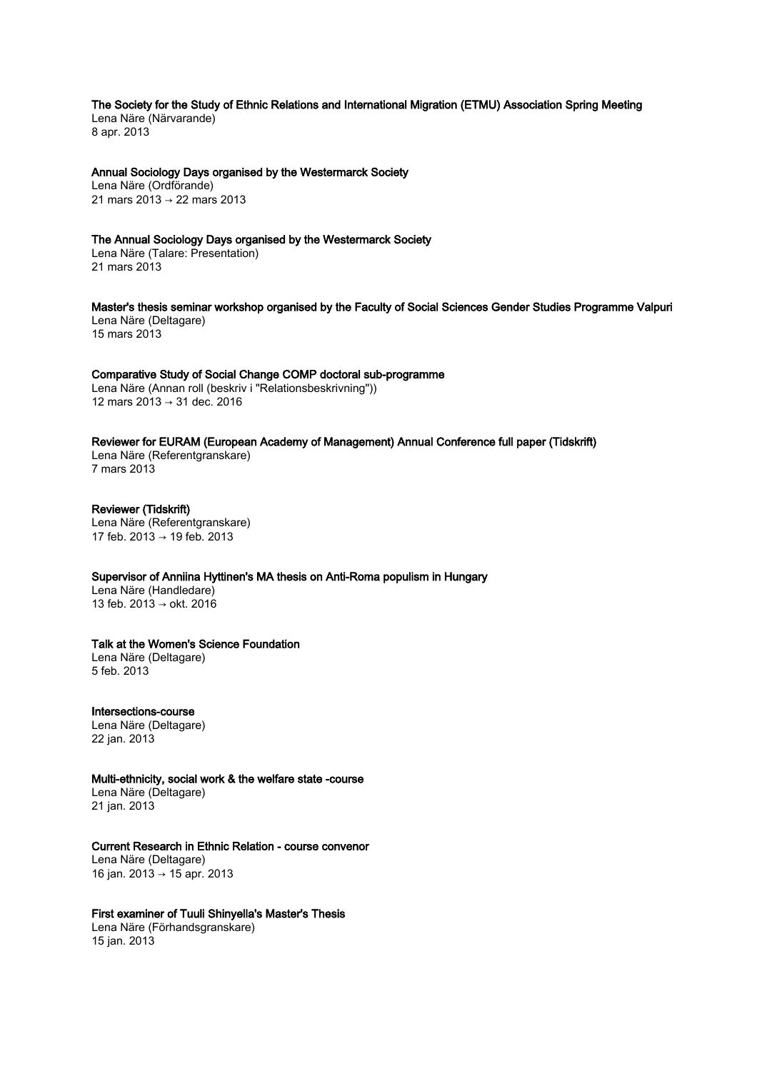### The Society for the Study of Ethnic Relations and International Migration (ETMU) Association Spring Meeting
Lena Näre (Närvarande)
8 apr. 2013

### Annual Sociology Days organised by the Westermarck Society
Lena Näre (Ordförande)
21 mars 2013 → 22 mars 2013

### The Annual Sociology Days organised by the Westermarck Society
Lena Näre (Talare: Presentation)
21 mars 2013

### Master's thesis seminar workshop organised by the Faculty of Social Sciences Gender Studies Programme Valpuri
Lena Näre (Deltagare)
15 mars 2013

### Comparative Study of Social Change COMP doctoral sub-programme
Lena Näre (Annan roll (beskriv i "Relationsbeskrivning"))
12 mars 2013 → 31 dec. 2016

### Reviewer for EURAM (European Academy of Management) Annual Conference full paper (Tidskrift)
Lena Näre (Referentgranskare)
7 mars 2013

### Reviewer (Tidskrift)
Lena Näre (Referentgranskare)
17 feb. 2013 → 19 feb. 2013

### Supervisor of Anniina Hyttinen's MA thesis on Anti-Roma populism in Hungary
Lena Näre (Handledare)
13 feb. 2013 → okt. 2016

### Talk at the Women's Science Foundation
Lena Näre (Deltagare)
5 feb. 2013

### Intersections-course
Lena Näre (Deltagare)
22 jan. 2013

### Multi-ethnicity, social work & the welfare state -course
Lena Näre (Deltagare)
21 jan. 2013

### Current Research in Ethnic Relation - course convenor
Lena Näre (Deltagare)
16 jan. 2013 → 15 apr. 2013

### First examiner of Tuuli Shinyella's Master's Thesis
Lena Näre (Förhandsgranskare)
15 jan. 2013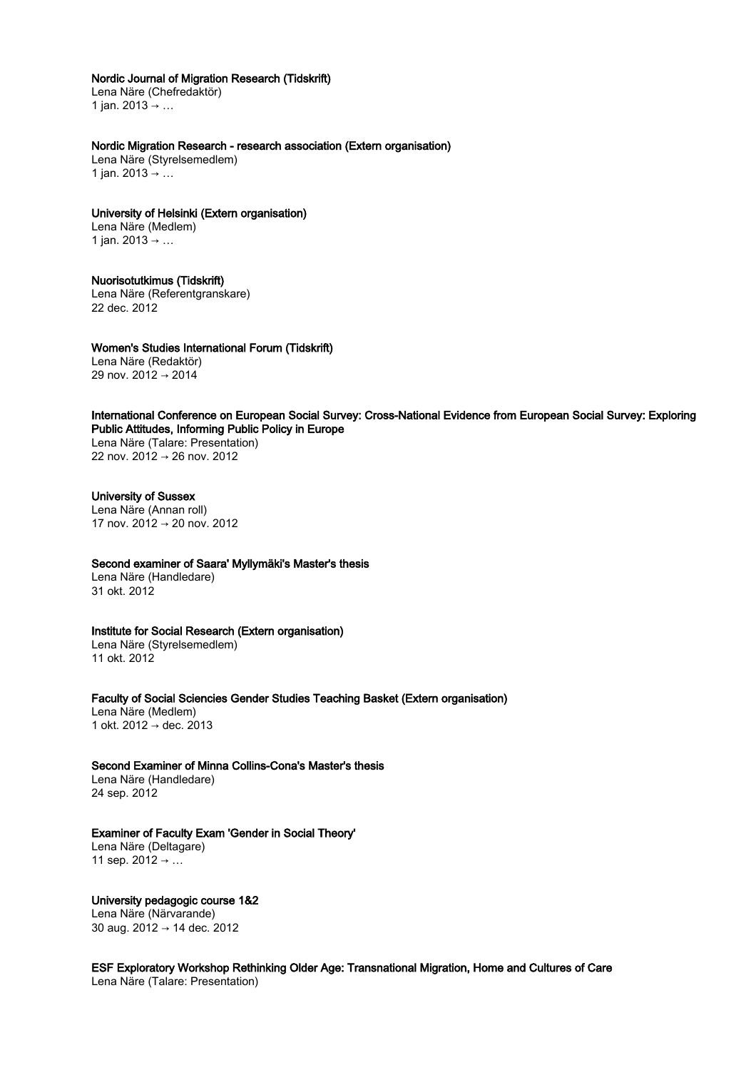**Nordic Journal of Migration Research (Tidskrift)**
Lena Näre (Chefredaktör)
1 jan. 2013 → …

**Nordic Migration Research - research association (Extern organisation)**
Lena Näre (Styrelsemedlem)
1 jan. 2013 → …

**University of Helsinki (Extern organisation)**
Lena Näre (Medlem)
1 jan. 2013 → …

**Nuorisotutkimus (Tidskrift)**
Lena Näre (Referentgranskare)
22 dec. 2012

**Women's Studies International Forum (Tidskrift)**
Lena Näre (Redaktör)
29 nov. 2012 → 2014

**International Conference on European Social Survey: Cross-National Evidence from European Social Survey: Exploring Public Attitudes, Informing Public Policy in Europe**
Lena Näre (Talare: Presentation)
22 nov. 2012 → 26 nov. 2012

**University of Sussex**
Lena Näre (Annan roll)
17 nov. 2012 → 20 nov. 2012

**Second examiner of Saara' Myllymäki's Master's thesis**
Lena Näre (Handledare)
31 okt. 2012

**Institute for Social Research (Extern organisation)**
Lena Näre (Styrelsemedlem)
11 okt. 2012

**Faculty of Social Sciencies Gender Studies Teaching Basket (Extern organisation)**
Lena Näre (Medlem)
1 okt. 2012 → dec. 2013

**Second Examiner of Minna Collins-Cona's Master's thesis**
Lena Näre (Handledare)
24 sep. 2012

**Examiner of Faculty Exam 'Gender in Social Theory'**
Lena Näre (Deltagare)
11 sep. 2012 → …

**University pedagogic course 1&2**
Lena Näre (Närvarande)
30 aug. 2012 → 14 dec. 2012

**ESF Exploratory Workshop Rethinking Older Age: Transnational Migration, Home and Cultures of Care**
Lena Näre (Talare: Presentation)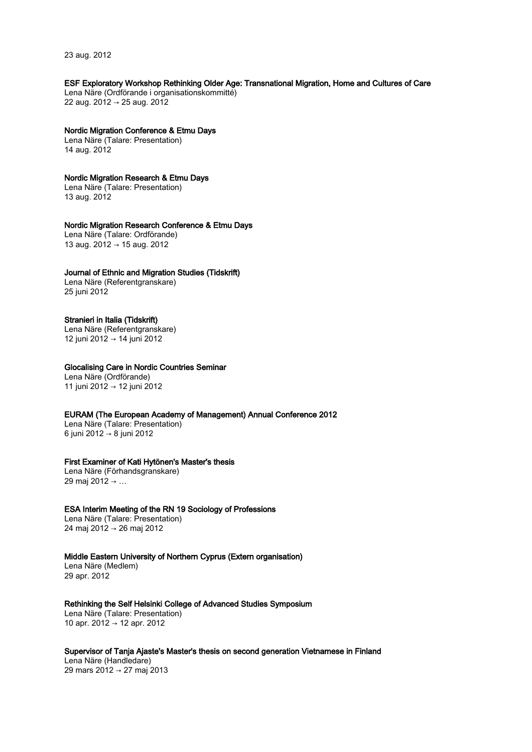23 aug. 2012

**ESF Exploratory Workshop Rethinking Older Age: Transnational Migration, Home and Cultures of Care**
Lena Näre (Ordförande i organisationskommitté)
22 aug. 2012 → 25 aug. 2012

**Nordic Migration Conference & Etmu Days**
Lena Näre (Talare: Presentation)
14 aug. 2012

**Nordic Migration Research & Etmu Days**
Lena Näre (Talare: Presentation)
13 aug. 2012

**Nordic Migration Research Conference & Etmu Days**
Lena Näre (Talare: Ordförande)
13 aug. 2012 → 15 aug. 2012

**Journal of Ethnic and Migration Studies (Tidskrift)**
Lena Näre (Referentgranskare)
25 juni 2012

**Stranieri in Italia (Tidskrift)**
Lena Näre (Referentgranskare)
12 juni 2012 → 14 juni 2012

**Glocalising Care in Nordic Countries Seminar**
Lena Näre (Ordförande)
11 juni 2012 → 12 juni 2012

**EURAM (The European Academy of Management) Annual Conference 2012**
Lena Näre (Talare: Presentation)
6 juni 2012 → 8 juni 2012

**First Examiner of Kati Hytönen's Master's thesis**
Lena Näre (Förhandsgranskare)
29 maj 2012 → …

**ESA Interim Meeting of the RN 19 Sociology of Professions**
Lena Näre (Talare: Presentation)
24 maj 2012 → 26 maj 2012

**Middle Eastern University of Northern Cyprus (Extern organisation)**
Lena Näre (Medlem)
29 apr. 2012

**Rethinking the Self Helsinki College of Advanced Studies Symposium**
Lena Näre (Talare: Presentation)
10 apr. 2012 → 12 apr. 2012

**Supervisor of Tanja Ajaste's Master's thesis on second generation Vietnamese in Finland**
Lena Näre (Handledare)
29 mars 2012 → 27 maj 2013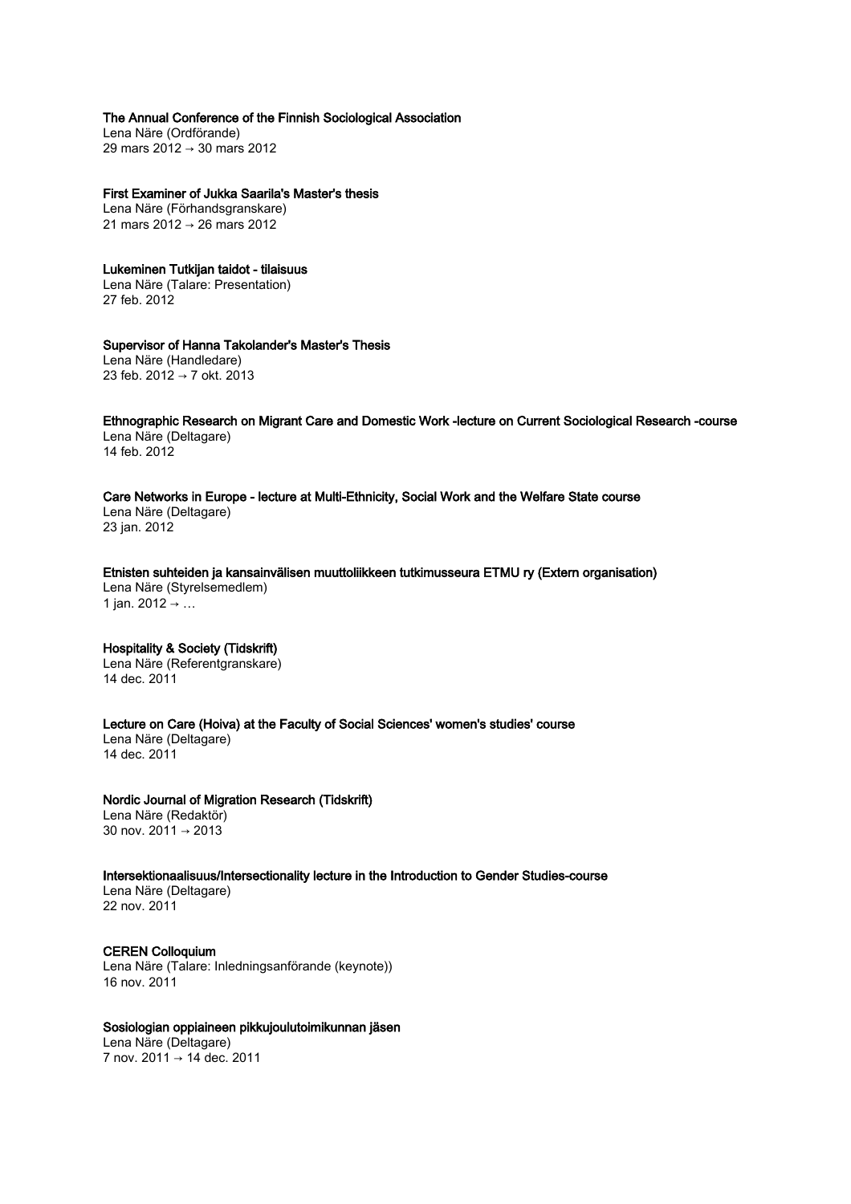**The Annual Conference of the Finnish Sociological Association**
Lena Näre (Ordförande)
29 mars 2012 → 30 mars 2012

**First Examiner of Jukka Saarila's Master's thesis**
Lena Näre (Förhandsgranskare)
21 mars 2012 → 26 mars 2012

**Lukeminen Tutkijan taidot - tilaisuus**
Lena Näre (Talare: Presentation)
27 feb. 2012

**Supervisor of Hanna Takolander's Master's Thesis**
Lena Näre (Handledare)
23 feb. 2012 → 7 okt. 2013

**Ethnographic Research on Migrant Care and Domestic Work -lecture on Current Sociological Research -course**
Lena Näre (Deltagare)
14 feb. 2012

**Care Networks in Europe - lecture at Multi-Ethnicity, Social Work and the Welfare State course**
Lena Näre (Deltagare)
23 jan. 2012

**Etnisten suhteiden ja kansainvälisen muuttoliikkeen tutkimusseura ETMU ry (Extern organisation)**
Lena Näre (Styrelsemedlem)
1 jan. 2012 → …

**Hospitality & Society (Tidskrift)**
Lena Näre (Referentgranskare)
14 dec. 2011

**Lecture on Care (Hoiva) at the Faculty of Social Sciences' women's studies' course**
Lena Näre (Deltagare)
14 dec. 2011

**Nordic Journal of Migration Research (Tidskrift)**
Lena Näre (Redaktör)
30 nov. 2011 → 2013

**Intersektionaalisuus/Intersectionality lecture in the Introduction to Gender Studies-course**
Lena Näre (Deltagare)
22 nov. 2011

**CEREN Colloquium**
Lena Näre (Talare: Inledningsanförande (keynote))
16 nov. 2011

**Sosiologian oppiaineen pikkujoulutoimikunnan jäsen**
Lena Näre (Deltagare)
7 nov. 2011 → 14 dec. 2011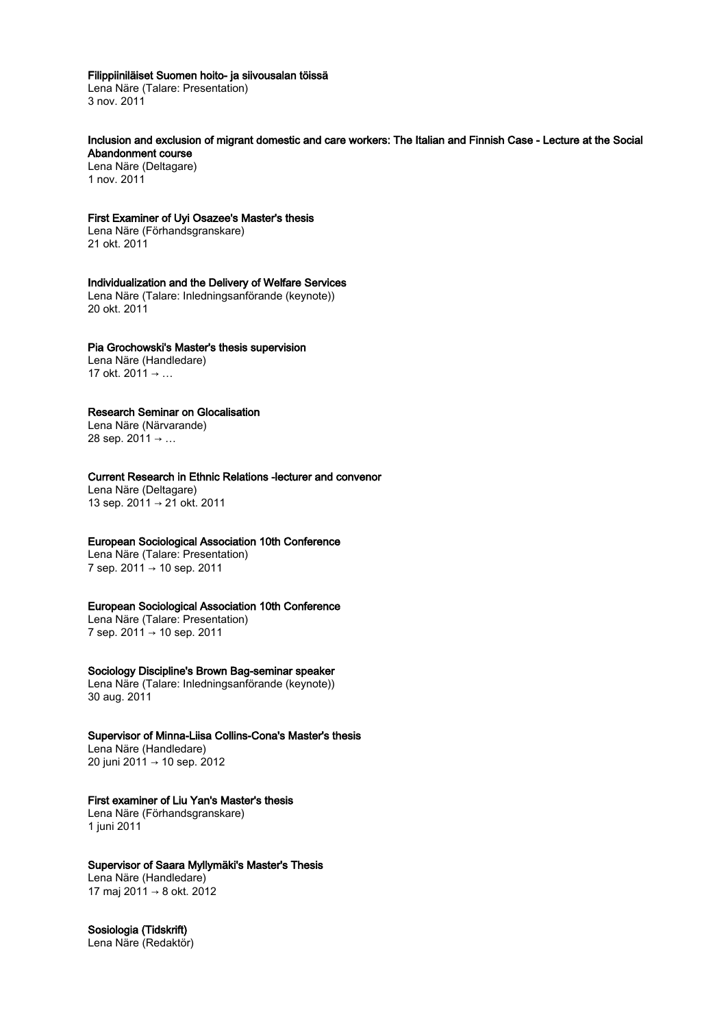**Filippiiniläiset Suomen hoito- ja siivousalan töissä**
Lena Näre (Talare: Presentation)
3 nov. 2011

**Inclusion and exclusion of migrant domestic and care workers: The Italian and Finnish Case - Lecture at the Social Abandonment course**
Lena Näre (Deltagare)
1 nov. 2011

**First Examiner of Uyi Osazee's Master's thesis**
Lena Näre (Förhandsgranskare)
21 okt. 2011

**Individualization and the Delivery of Welfare Services**
Lena Näre (Talare: Inledningsanförande (keynote))
20 okt. 2011

**Pia Grochowski's Master's thesis supervision**
Lena Näre (Handledare)
17 okt. 2011 → …

**Research Seminar on Glocalisation**
Lena Näre (Närvarande)
28 sep. 2011 → …

**Current Research in Ethnic Relations -lecturer and convenor**
Lena Näre (Deltagare)
13 sep. 2011 → 21 okt. 2011

**European Sociological Association 10th Conference**
Lena Näre (Talare: Presentation)
7 sep. 2011 → 10 sep. 2011

**European Sociological Association 10th Conference**
Lena Näre (Talare: Presentation)
7 sep. 2011 → 10 sep. 2011

**Sociology Discipline's Brown Bag-seminar speaker**
Lena Näre (Talare: Inledningsanförande (keynote))
30 aug. 2011

**Supervisor of Minna-Liisa Collins-Cona's Master's thesis**
Lena Näre (Handledare)
20 juni 2011 → 10 sep. 2012

**First examiner of Liu Yan's Master's thesis**
Lena Näre (Förhandsgranskare)
1 juni 2011

**Supervisor of Saara Myllymäki's Master's Thesis**
Lena Näre (Handledare)
17 maj 2011 → 8 okt. 2012

**Sosiologia (Tidskrift)**
Lena Näre (Redaktör)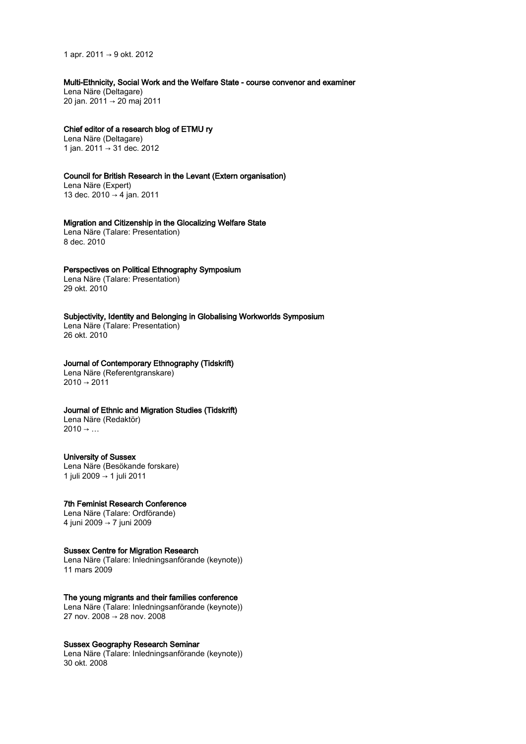1 apr. 2011 → 9 okt. 2012

**Multi-Ethnicity, Social Work and the Welfare State - course convenor and examiner**
Lena Näre (Deltagare)
20 jan. 2011 → 20 maj 2011

**Chief editor of a research blog of ETMU ry**
Lena Näre (Deltagare)
1 jan. 2011 → 31 dec. 2012

**Council for British Research in the Levant (Extern organisation)**
Lena Näre (Expert)
13 dec. 2010 → 4 jan. 2011

**Migration and Citizenship in the Glocalizing Welfare State**
Lena Näre (Talare: Presentation)
8 dec. 2010

**Perspectives on Political Ethnography Symposium**
Lena Näre (Talare: Presentation)
29 okt. 2010

**Subjectivity, Identity and Belonging in Globalising Workworlds Symposium**
Lena Näre (Talare: Presentation)
26 okt. 2010

**Journal of Contemporary Ethnography (Tidskrift)**
Lena Näre (Referentgranskare)
2010 → 2011

**Journal of Ethnic and Migration Studies (Tidskrift)**
Lena Näre (Redaktör)
2010 → …

**University of Sussex**
Lena Näre (Besökande forskare)
1 juli 2009 → 1 juli 2011

**7th Feminist Research Conference**
Lena Näre (Talare: Ordförande)
4 juni 2009 → 7 juni 2009

**Sussex Centre for Migration Research**
Lena Näre (Talare: Inledningsanförande (keynote))
11 mars 2009

**The young migrants and their families conference**
Lena Näre (Talare: Inledningsanförande (keynote))
27 nov. 2008 → 28 nov. 2008

**Sussex Geography Research Seminar**
Lena Näre (Talare: Inledningsanförande (keynote))
30 okt. 2008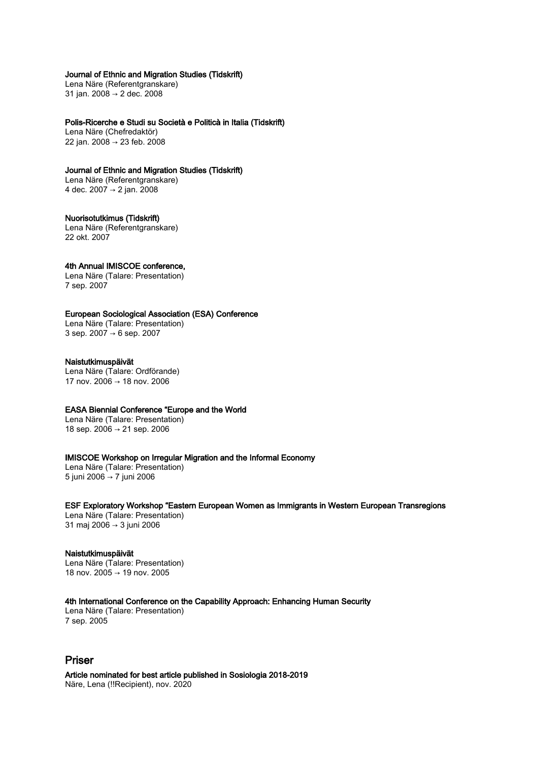**Journal of Ethnic and Migration Studies (Tidskrift)**
Lena Näre (Referentgranskare)
31 jan. 2008 → 2 dec. 2008

**Polis-Ricerche e Studi su Società e Politicà in Italia (Tidskrift)**
Lena Näre (Chefredaktör)
22 jan. 2008 → 23 feb. 2008

**Journal of Ethnic and Migration Studies (Tidskrift)**
Lena Näre (Referentgranskare)
4 dec. 2007 → 2 jan. 2008

**Nuorisotutkimus (Tidskrift)**
Lena Näre (Referentgranskare)
22 okt. 2007

**4th Annual IMISCOE conference,**
Lena Näre (Talare: Presentation)
7 sep. 2007

**European Sociological Association (ESA) Conference**
Lena Näre (Talare: Presentation)
3 sep. 2007 → 6 sep. 2007

**Naistutkimuspäivät**
Lena Näre (Talare: Ordförande)
17 nov. 2006 → 18 nov. 2006

**EASA Biennial Conference "Europe and the World**
Lena Näre (Talare: Presentation)
18 sep. 2006 → 21 sep. 2006

**IMISCOE Workshop on Irregular Migration and the Informal Economy**
Lena Näre (Talare: Presentation)
5 juni 2006 → 7 juni 2006

**ESF Exploratory Workshop "Eastern European Women as Immigrants in Western European Transregions**
Lena Näre (Talare: Presentation)
31 maj 2006 → 3 juni 2006

**Naistutkimuspäivät**
Lena Näre (Talare: Presentation)
18 nov. 2005 → 19 nov. 2005

**4th International Conference on the Capability Approach: Enhancing Human Security**
Lena Näre (Talare: Presentation)
7 sep. 2005

## Priser

**Article nominated for best article published in Sosiologia 2018-2019**
Näre, Lena (!!Recipient), nov. 2020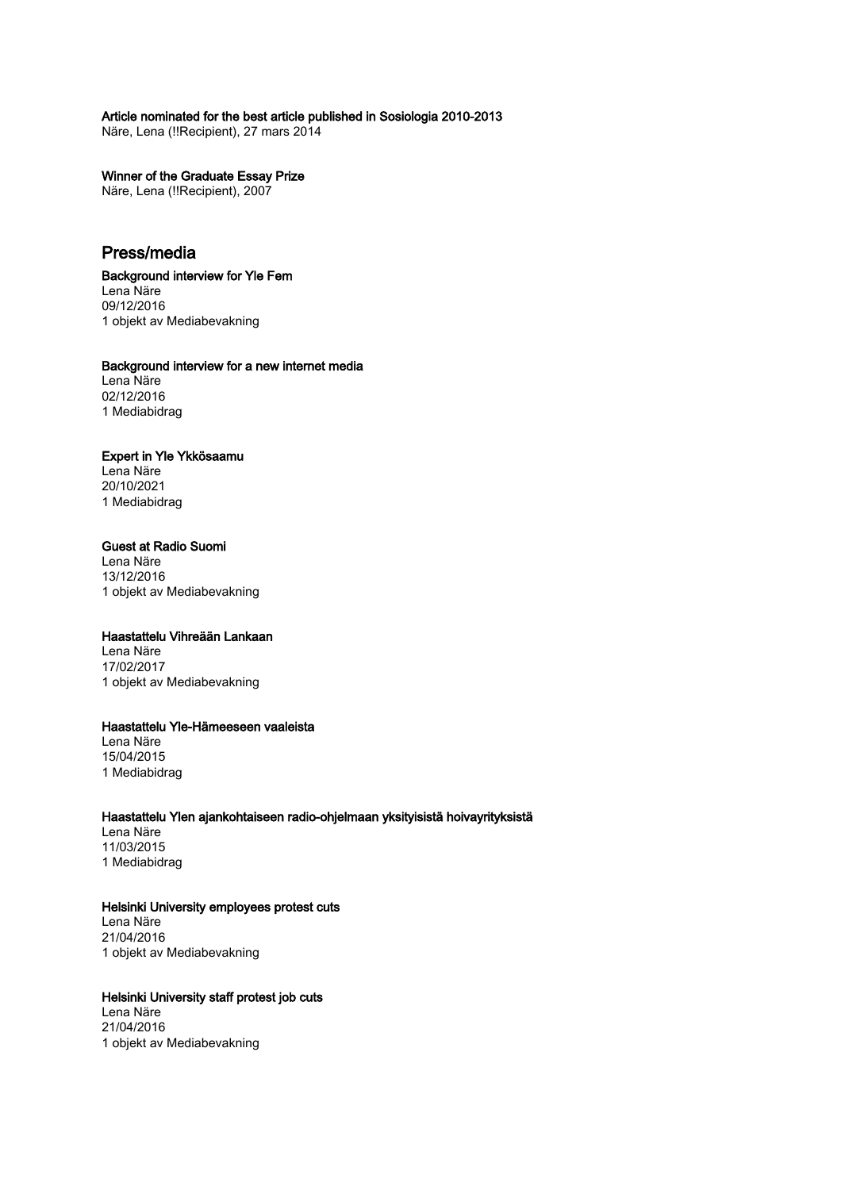**Article nominated for the best article published in Sosiologia 2010-2013**
Näre, Lena (!!Recipient), 27 mars 2014

**Winner of the Graduate Essay Prize**
Näre, Lena (!!Recipient), 2007

## Press/media

**Background interview for Yle Fem**
Lena Näre
09/12/2016
1 objekt av Mediabevakning

**Background interview for a new internet media**
Lena Näre
02/12/2016
1 Mediabidrag

**Expert in Yle Ykkösaamu**
Lena Näre
20/10/2021
1 Mediabidrag

**Guest at Radio Suomi**
Lena Näre
13/12/2016
1 objekt av Mediabevakning

**Haastattelu Vihreään Lankaan**
Lena Näre
17/02/2017
1 objekt av Mediabevakning

**Haastattelu Yle-Hämeeseen vaaleista**
Lena Näre
15/04/2015
1 Mediabidrag

**Haastattelu Ylen ajankohtaiseen radio-ohjelmaan yksityisistä hoivayrityksistä**
Lena Näre
11/03/2015
1 Mediabidrag

**Helsinki University employees protest cuts**
Lena Näre
21/04/2016
1 objekt av Mediabevakning

**Helsinki University staff protest job cuts**
Lena Näre
21/04/2016
1 objekt av Mediabevakning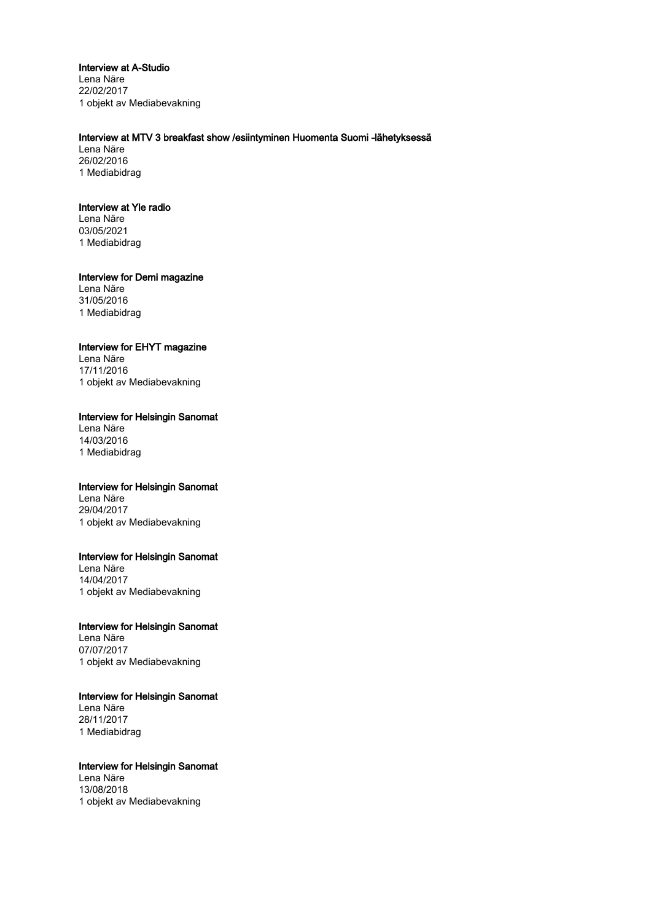**Interview at A-Studio**
Lena Näre
22/02/2017
1 objekt av Mediabevakning

**Interview at MTV 3 breakfast show /esiintyminen Huomenta Suomi -lähetyksessä**
Lena Näre
26/02/2016
1 Mediabidrag

**Interview at Yle radio**
Lena Näre
03/05/2021
1 Mediabidrag

**Interview for Demi magazine**
Lena Näre
31/05/2016
1 Mediabidrag

**Interview for EHYT magazine**
Lena Näre
17/11/2016
1 objekt av Mediabevakning

**Interview for Helsingin Sanomat**
Lena Näre
14/03/2016
1 Mediabidrag

**Interview for Helsingin Sanomat**
Lena Näre
29/04/2017
1 objekt av Mediabevakning

**Interview for Helsingin Sanomat**
Lena Näre
14/04/2017
1 objekt av Mediabevakning

**Interview for Helsingin Sanomat**
Lena Näre
07/07/2017
1 objekt av Mediabevakning

**Interview for Helsingin Sanomat**
Lena Näre
28/11/2017
1 Mediabidrag

**Interview for Helsingin Sanomat**
Lena Näre
13/08/2018
1 objekt av Mediabevakning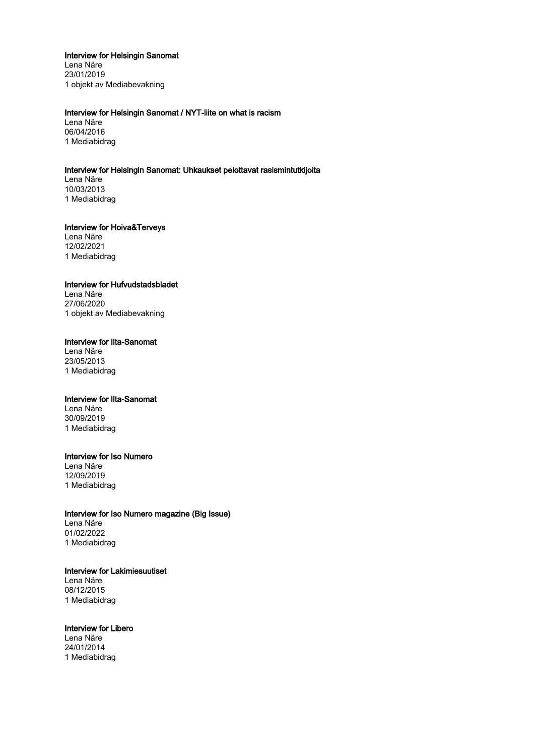**Interview for Helsingin Sanomat**
Lena Näre
23/01/2019
1 objekt av Mediabevakning

**Interview for Helsingin Sanomat / NYT-liite on what is racism**
Lena Näre
06/04/2016
1 Mediabidrag

**Interview for Helsingin Sanomat: Uhkaukset pelottavat rasismintutkijoita**
Lena Näre
10/03/2013
1 Mediabidrag

**Interview for Hoiva&Terveys**
Lena Näre
12/02/2021
1 Mediabidrag

**Interview for Hufvudstadsbladet**
Lena Näre
27/06/2020
1 objekt av Mediabevakning

**Interview for Ilta-Sanomat**
Lena Näre
23/05/2013
1 Mediabidrag

**Interview for Ilta-Sanomat**
Lena Näre
30/09/2019
1 Mediabidrag

**Interview for Iso Numero**
Lena Näre
12/09/2019
1 Mediabidrag

**Interview for Iso Numero magazine (Big Issue)**
Lena Näre
01/02/2022
1 Mediabidrag

**Interview for Lakimiesuutiset**
Lena Näre
08/12/2015
1 Mediabidrag

**Interview for Libero**
Lena Näre
24/01/2014
1 Mediabidrag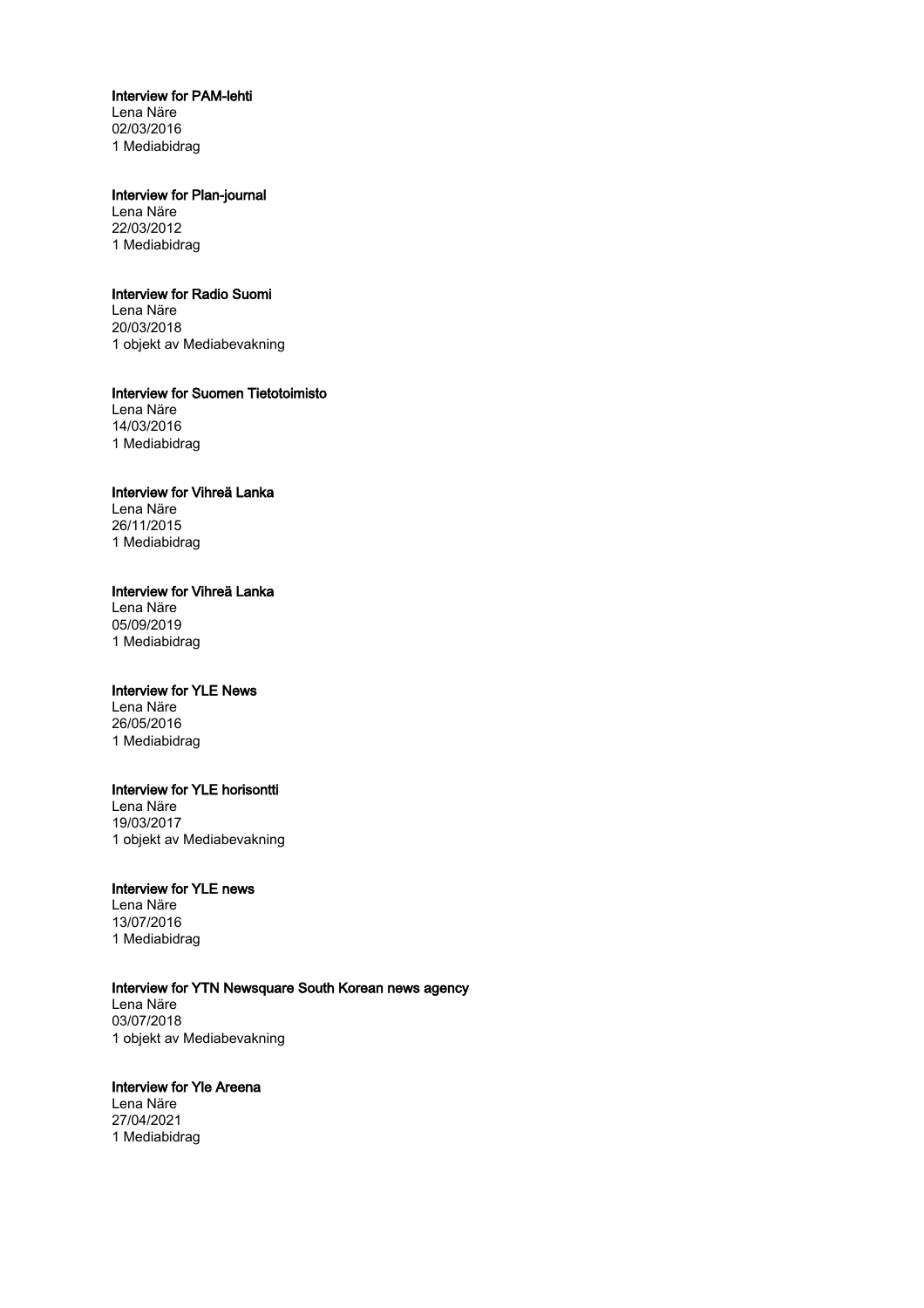**Interview for PAM-lehti**
Lena Näre
02/03/2016
1 Mediabidrag

**Interview for Plan-journal**
Lena Näre
22/03/2012
1 Mediabidrag

**Interview for Radio Suomi**
Lena Näre
20/03/2018
1 objekt av Mediabevakning

**Interview for Suomen Tietotoimisto**
Lena Näre
14/03/2016
1 Mediabidrag

**Interview for Vihreä Lanka**
Lena Näre
26/11/2015
1 Mediabidrag

**Interview for Vihreä Lanka**
Lena Näre
05/09/2019
1 Mediabidrag

**Interview for YLE News**
Lena Näre
26/05/2016
1 Mediabidrag

**Interview for YLE horisontti**
Lena Näre
19/03/2017
1 objekt av Mediabevakning

**Interview for YLE news**
Lena Näre
13/07/2016
1 Mediabidrag

**Interview for YTN Newsquare South Korean news agency**
Lena Näre
03/07/2018
1 objekt av Mediabevakning

**Interview for Yle Areena**
Lena Näre
27/04/2021
1 Mediabidrag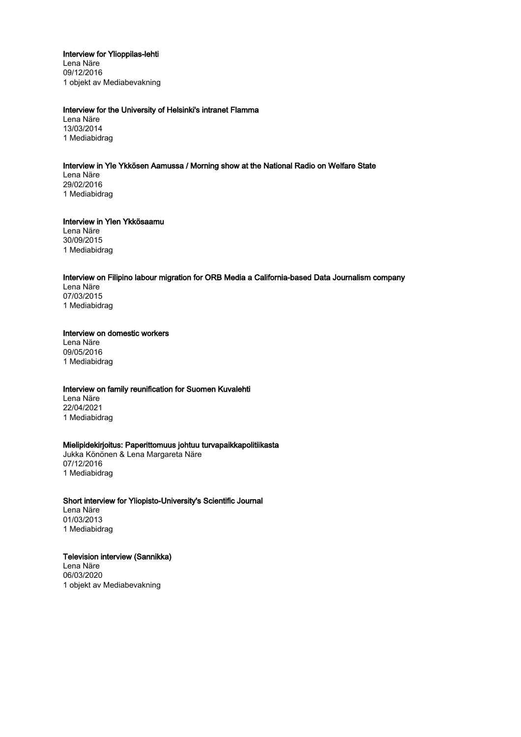**Interview for Ylioppilas-lehti**
Lena Näre
09/12/2016
1 objekt av Mediabevakning

**Interview for the University of Helsinki's intranet Flamma**
Lena Näre
13/03/2014
1 Mediabidrag

**Interview in Yle Ykkösen Aamussa / Morning show at the National Radio on Welfare State**
Lena Näre
29/02/2016
1 Mediabidrag

**Interview in Ylen Ykkösaamu**
Lena Näre
30/09/2015
1 Mediabidrag

**Interview on Filipino labour migration for ORB Media a California-based Data Journalism company**
Lena Näre
07/03/2015
1 Mediabidrag

**Interview on domestic workers**
Lena Näre
09/05/2016
1 Mediabidrag

**Interview on family reunification for Suomen Kuvalehti**
Lena Näre
22/04/2021
1 Mediabidrag

**Mielipidekirjoitus: Paperittomuus johtuu turvapaikkapolitiikasta**
Jukka Könönen & Lena Margareta Näre
07/12/2016
1 Mediabidrag

**Short interview for Yliopisto-University's Scientific Journal**
Lena Näre
01/03/2013
1 Mediabidrag

**Television interview (Sannikka)**
Lena Näre
06/03/2020
1 objekt av Mediabevakning